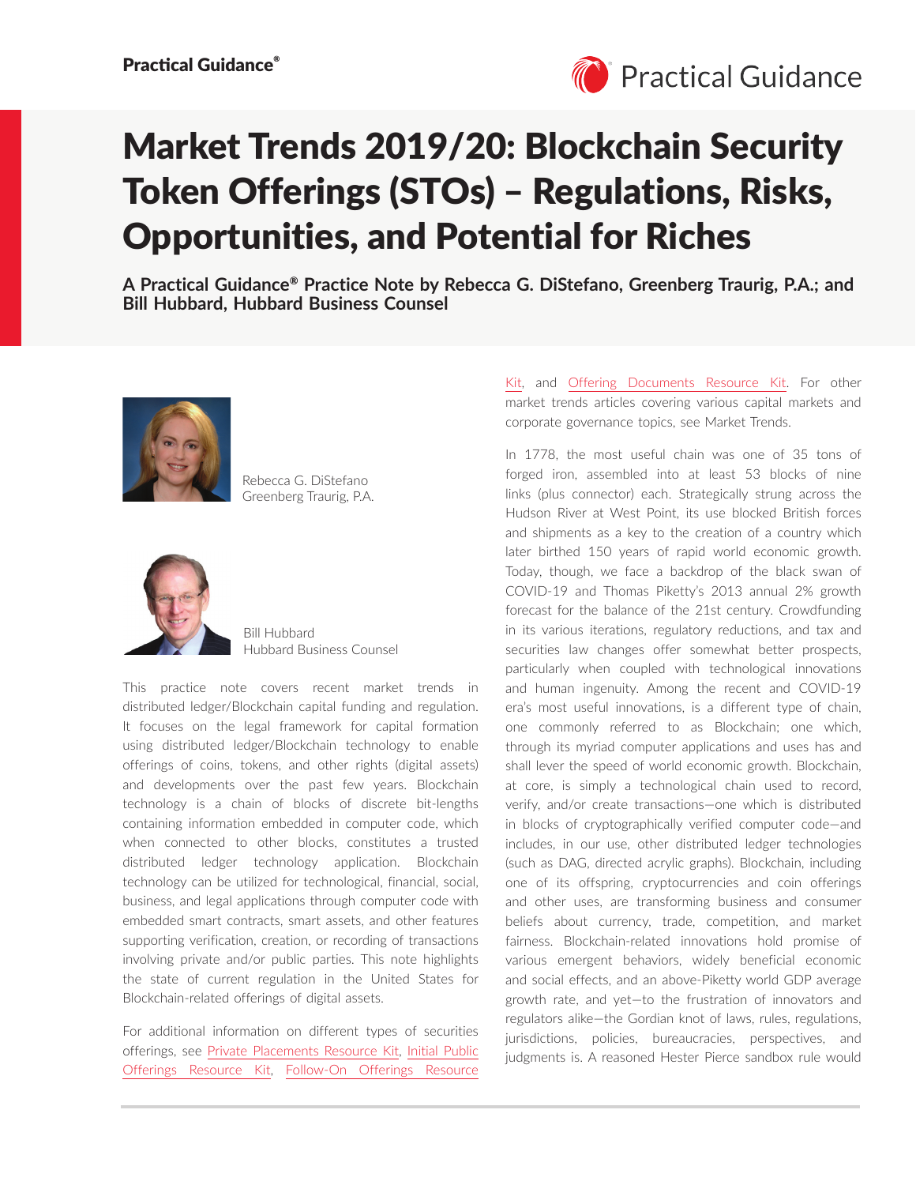# Market Trends 2019/20: Blockchain Security Token Offerings (STOs) – Regulations, Risks, Opportunities, and Potential for Riches

**A Practical Guidance® Practice Note by Rebecca G. DiStefano, Greenberg Traurig, P.A.; and Bill Hubbard, Hubbard Business Counsel**

Rebecca G. DiStefano
Greenberg Traurig, P.A.

Bill Hubbard
Hubbard Business Counsel

This practice note covers recent market trends in distributed ledger/Blockchain capital funding and regulation. It focuses on the legal framework for capital formation using distributed ledger/Blockchain technology to enable offerings of coins, tokens, and other rights (digital assets) and developments over the past few years. Blockchain technology is a chain of blocks of discrete bit-lengths containing information embedded in computer code, which when connected to other blocks, constitutes a trusted distributed ledger technology application. Blockchain technology can be utilized for technological, financial, social, business, and legal applications through computer code with embedded smart contracts, smart assets, and other features supporting verification, creation, or recording of transactions involving private and/or public parties. This note highlights the state of current regulation in the United States for Blockchain-related offerings of digital assets.

For additional information on different types of securities offerings, see Private Placements Resource Kit, Initial Public Offerings Resource Kit, Follow-On Offerings Resource Kit, and Offering Documents Resource Kit. For other market trends articles covering various capital markets and corporate governance topics, see Market Trends.

In 1778, the most useful chain was one of 35 tons of forged iron, assembled into at least 53 blocks of nine links (plus connector) each. Strategically strung across the Hudson River at West Point, its use blocked British forces and shipments as a key to the creation of a country which later birthed 150 years of rapid world economic growth. Today, though, we face a backdrop of the black swan of COVID-19 and Thomas Piketty's 2013 annual 2% growth forecast for the balance of the 21st century. Crowdfunding in its various iterations, regulatory reductions, and tax and securities law changes offer somewhat better prospects, particularly when coupled with technological innovations and human ingenuity. Among the recent and COVID-19 era's most useful innovations, is a different type of chain, one commonly referred to as Blockchain; one which, through its myriad computer applications and uses has and shall lever the speed of world economic growth. Blockchain, at core, is simply a technological chain used to record, verify, and/or create transactions—one which is distributed in blocks of cryptographically verified computer code—and includes, in our use, other distributed ledger technologies (such as DAG, directed acrylic graphs). Blockchain, including one of its offspring, cryptocurrencies and coin offerings and other uses, are transforming business and consumer beliefs about currency, trade, competition, and market fairness. Blockchain-related innovations hold promise of various emergent behaviors, widely beneficial economic and social effects, and an above-Piketty world GDP average growth rate, and yet—to the frustration of innovators and regulators alike—the Gordian knot of laws, rules, regulations, jurisdictions, policies, bureaucracies, perspectives, and judgments is. A reasoned Hester Pierce sandbox rule would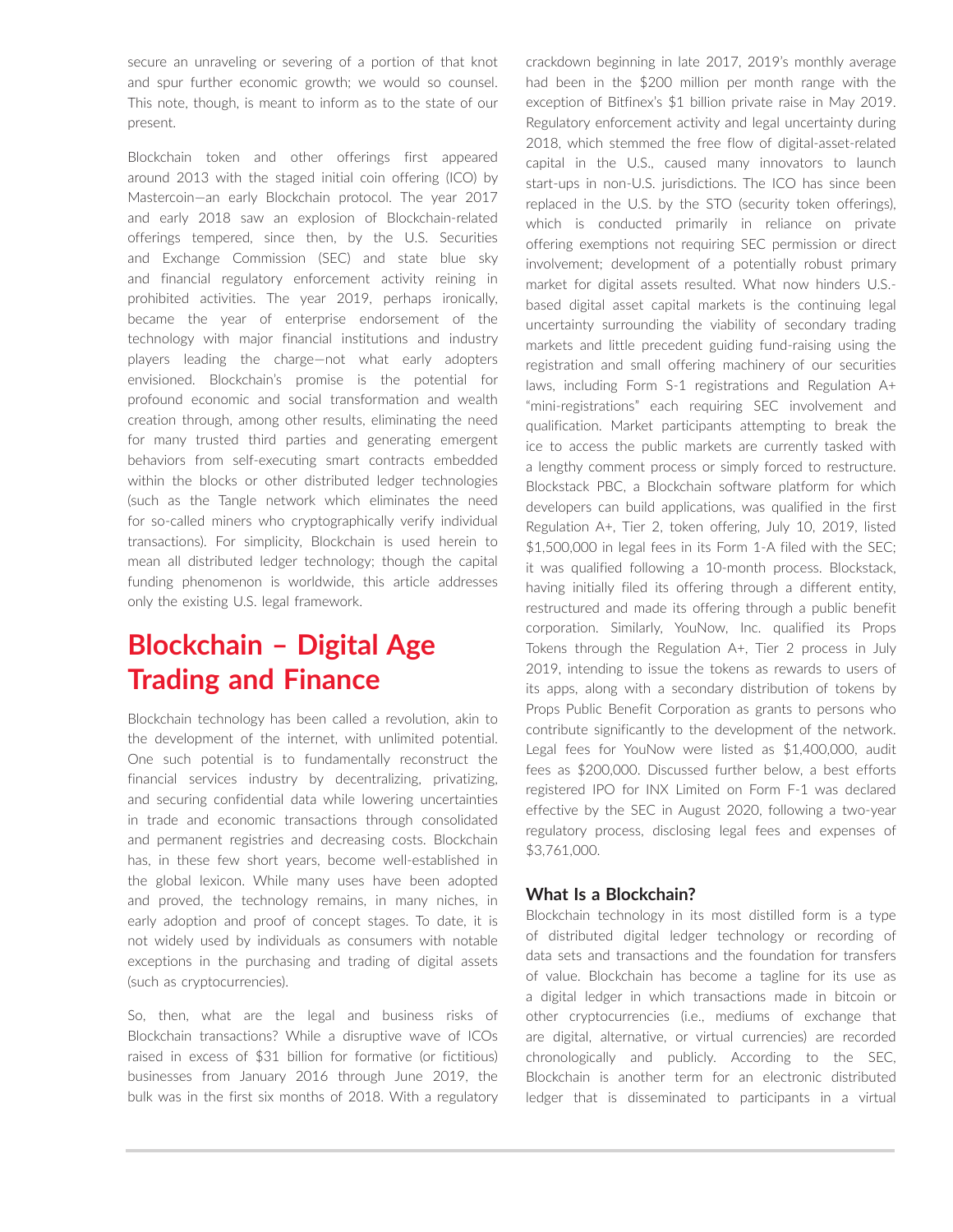secure an unraveling or severing of a portion of that knot and spur further economic growth; we would so counsel. This note, though, is meant to inform as to the state of our present.

Blockchain token and other offerings first appeared around 2013 with the staged initial coin offering (ICO) by Mastercoin—an early Blockchain protocol. The year 2017 and early 2018 saw an explosion of Blockchain-related offerings tempered, since then, by the U.S. Securities and Exchange Commission (SEC) and state blue sky and financial regulatory enforcement activity reining in prohibited activities. The year 2019, perhaps ironically, became the year of enterprise endorsement of the technology with major financial institutions and industry players leading the charge—not what early adopters envisioned. Blockchain's promise is the potential for profound economic and social transformation and wealth creation through, among other results, eliminating the need for many trusted third parties and generating emergent behaviors from self-executing smart contracts embedded within the blocks or other distributed ledger technologies (such as the Tangle network which eliminates the need for so-called miners who cryptographically verify individual transactions). For simplicity, Blockchain is used herein to mean all distributed ledger technology; though the capital funding phenomenon is worldwide, this article addresses only the existing U.S. legal framework.

# Blockchain – Digital Age Trading and Finance

Blockchain technology has been called a revolution, akin to the development of the internet, with unlimited potential. One such potential is to fundamentally reconstruct the financial services industry by decentralizing, privatizing, and securing confidential data while lowering uncertainties in trade and economic transactions through consolidated and permanent registries and decreasing costs. Blockchain has, in these few short years, become well-established in the global lexicon. While many uses have been adopted and proved, the technology remains, in many niches, in early adoption and proof of concept stages. To date, it is not widely used by individuals as consumers with notable exceptions in the purchasing and trading of digital assets (such as cryptocurrencies).

So, then, what are the legal and business risks of Blockchain transactions? While a disruptive wave of ICOs raised in excess of $31 billion for formative (or fictitious) businesses from January 2016 through June 2019, the bulk was in the first six months of 2018. With a regulatory crackdown beginning in late 2017, 2019's monthly average had been in the $200 million per month range with the exception of Bitfinex's $1 billion private raise in May 2019. Regulatory enforcement activity and legal uncertainty during 2018, which stemmed the free flow of digital-asset-related capital in the U.S., caused many innovators to launch start-ups in non-U.S. jurisdictions. The ICO has since been replaced in the U.S. by the STO (security token offerings), which is conducted primarily in reliance on private offering exemptions not requiring SEC permission or direct involvement; development of a potentially robust primary market for digital assets resulted. What now hinders U.S.-based digital asset capital markets is the continuing legal uncertainty surrounding the viability of secondary trading markets and little precedent guiding fund-raising using the registration and small offering machinery of our securities laws, including Form S-1 registrations and Regulation A+ "mini-registrations" each requiring SEC involvement and qualification. Market participants attempting to break the ice to access the public markets are currently tasked with a lengthy comment process or simply forced to restructure. Blockstack PBC, a Blockchain software platform for which developers can build applications, was qualified in the first Regulation A+, Tier 2, token offering, July 10, 2019, listed $1,500,000 in legal fees in its Form 1-A filed with the SEC; it was qualified following a 10-month process. Blockstack, having initially filed its offering through a different entity, restructured and made its offering through a public benefit corporation. Similarly, YouNow, Inc. qualified its Props Tokens through the Regulation A+, Tier 2 process in July 2019, intending to issue the tokens as rewards to users of its apps, along with a secondary distribution of tokens by Props Public Benefit Corporation as grants to persons who contribute significantly to the development of the network. Legal fees for YouNow were listed as $1,400,000, audit fees as $200,000. Discussed further below, a best efforts registered IPO for INX Limited on Form F-1 was declared effective by the SEC in August 2020, following a two-year regulatory process, disclosing legal fees and expenses of $3,761,000.

### What Is a Blockchain?

Blockchain technology in its most distilled form is a type of distributed digital ledger technology or recording of data sets and transactions and the foundation for transfers of value. Blockchain has become a tagline for its use as a digital ledger in which transactions made in bitcoin or other cryptocurrencies (i.e., mediums of exchange that are digital, alternative, or virtual currencies) are recorded chronologically and publicly. According to the SEC, Blockchain is another term for an electronic distributed ledger that is disseminated to participants in a virtual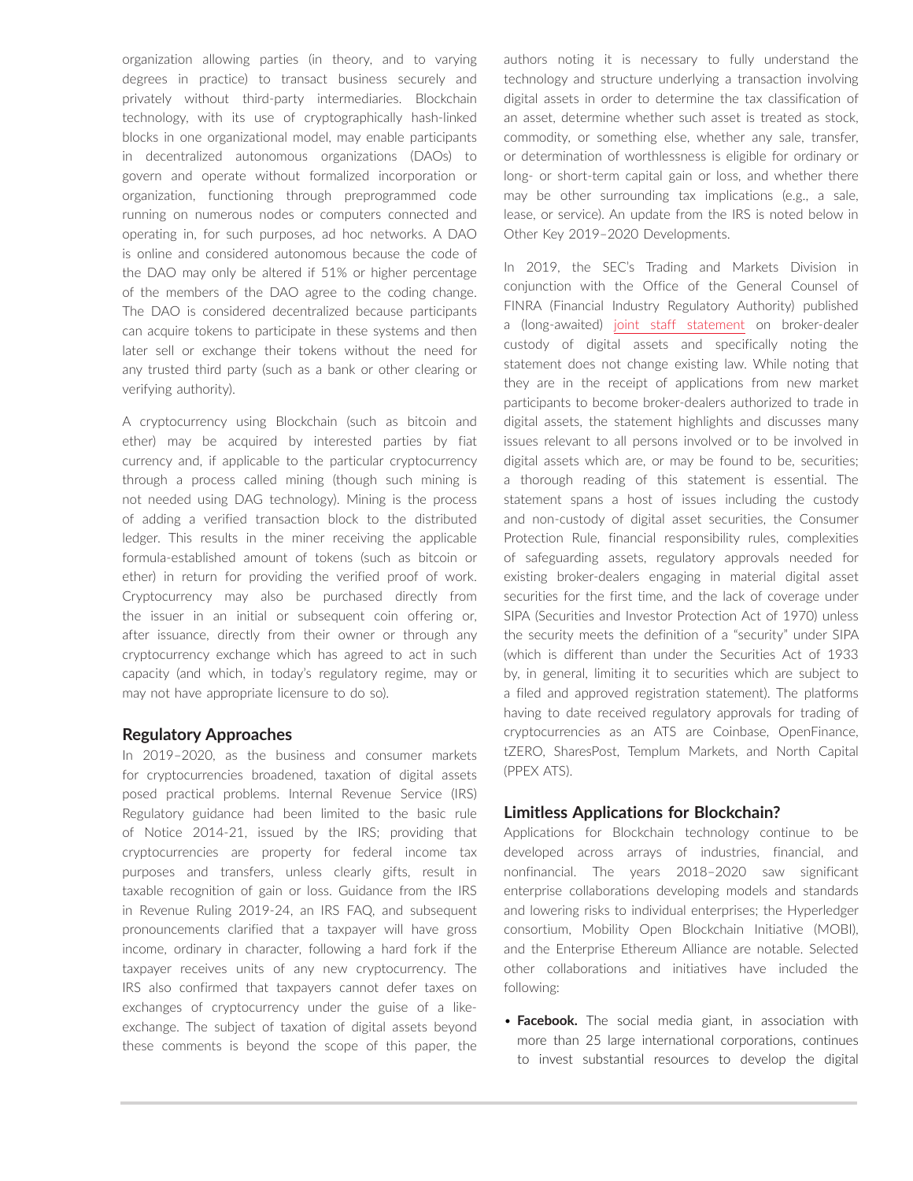organization allowing parties (in theory, and to varying degrees in practice) to transact business securely and privately without third-party intermediaries. Blockchain technology, with its use of cryptographically hash-linked blocks in one organizational model, may enable participants in decentralized autonomous organizations (DAOs) to govern and operate without formalized incorporation or organization, functioning through preprogrammed code running on numerous nodes or computers connected and operating in, for such purposes, ad hoc networks. A DAO is online and considered autonomous because the code of the DAO may only be altered if 51% or higher percentage of the members of the DAO agree to the coding change. The DAO is considered decentralized because participants can acquire tokens to participate in these systems and then later sell or exchange their tokens without the need for any trusted third party (such as a bank or other clearing or verifying authority).

A cryptocurrency using Blockchain (such as bitcoin and ether) may be acquired by interested parties by fiat currency and, if applicable to the particular cryptocurrency through a process called mining (though such mining is not needed using DAG technology). Mining is the process of adding a verified transaction block to the distributed ledger. This results in the miner receiving the applicable formula-established amount of tokens (such as bitcoin or ether) in return for providing the verified proof of work. Cryptocurrency may also be purchased directly from the issuer in an initial or subsequent coin offering or, after issuance, directly from their owner or through any cryptocurrency exchange which has agreed to act in such capacity (and which, in today's regulatory regime, may or may not have appropriate licensure to do so).

## Regulatory Approaches

In 2019–2020, as the business and consumer markets for cryptocurrencies broadened, taxation of digital assets posed practical problems. Internal Revenue Service (IRS) Regulatory guidance had been limited to the basic rule of Notice 2014-21, issued by the IRS; providing that cryptocurrencies are property for federal income tax purposes and transfers, unless clearly gifts, result in taxable recognition of gain or loss. Guidance from the IRS in Revenue Ruling 2019-24, an IRS FAQ, and subsequent pronouncements clarified that a taxpayer will have gross income, ordinary in character, following a hard fork if the taxpayer receives units of any new cryptocurrency. The IRS also confirmed that taxpayers cannot defer taxes on exchanges of cryptocurrency under the guise of a like-exchange. The subject of taxation of digital assets beyond these comments is beyond the scope of this paper, the authors noting it is necessary to fully understand the technology and structure underlying a transaction involving digital assets in order to determine the tax classification of an asset, determine whether such asset is treated as stock, commodity, or something else, whether any sale, transfer, or determination of worthlessness is eligible for ordinary or long- or short-term capital gain or loss, and whether there may be other surrounding tax implications (e.g., a sale, lease, or service). An update from the IRS is noted below in Other Key 2019–2020 Developments.

In 2019, the SEC's Trading and Markets Division in conjunction with the Office of the General Counsel of FINRA (Financial Industry Regulatory Authority) published a (long-awaited) joint staff statement on broker-dealer custody of digital assets and specifically noting the statement does not change existing law. While noting that they are in the receipt of applications from new market participants to become broker-dealers authorized to trade in digital assets, the statement highlights and discusses many issues relevant to all persons involved or to be involved in digital assets which are, or may be found to be, securities; a thorough reading of this statement is essential. The statement spans a host of issues including the custody and non-custody of digital asset securities, the Consumer Protection Rule, financial responsibility rules, complexities of safeguarding assets, regulatory approvals needed for existing broker-dealers engaging in material digital asset securities for the first time, and the lack of coverage under SIPA (Securities and Investor Protection Act of 1970) unless the security meets the definition of a "security" under SIPA (which is different than under the Securities Act of 1933 by, in general, limiting it to securities which are subject to a filed and approved registration statement). The platforms having to date received regulatory approvals for trading of cryptocurrencies as an ATS are Coinbase, OpenFinance, tZERO, SharesPost, Templum Markets, and North Capital (PPEX ATS).

## Limitless Applications for Blockchain?

Applications for Blockchain technology continue to be developed across arrays of industries, financial, and nonfinancial. The years 2018–2020 saw significant enterprise collaborations developing models and standards and lowering risks to individual enterprises; the Hyperledger consortium, Mobility Open Blockchain Initiative (MOBI), and the Enterprise Ethereum Alliance are notable. Selected other collaborations and initiatives have included the following:

- **Facebook.** The social media giant, in association with more than 25 large international corporations, continues to invest substantial resources to develop the digital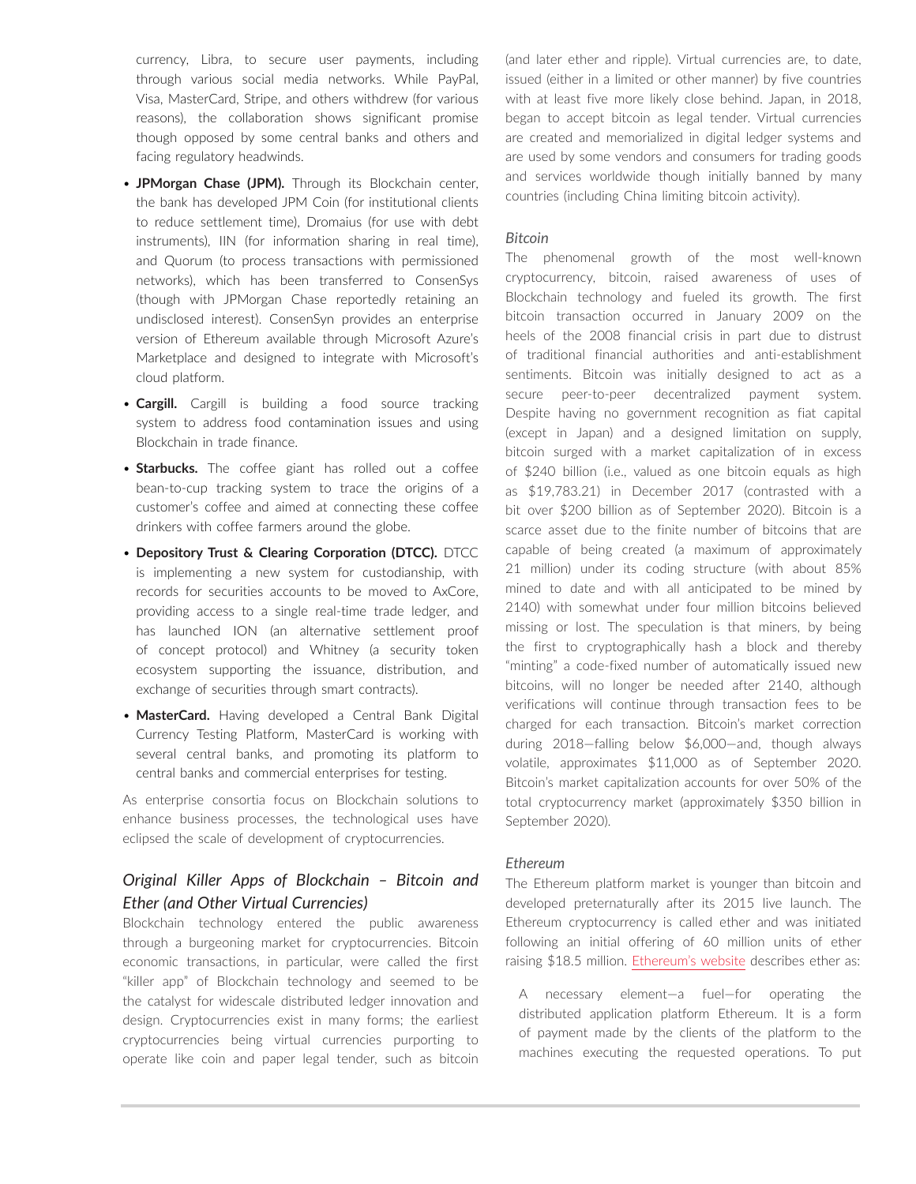currency, Libra, to secure user payments, including through various social media networks. While PayPal, Visa, MasterCard, Stripe, and others withdrew (for various reasons), the collaboration shows significant promise though opposed by some central banks and others and facing regulatory headwinds.

- **JPMorgan Chase (JPM).** Through its Blockchain center, the bank has developed JPM Coin (for institutional clients to reduce settlement time), Dromaius (for use with debt instruments), IIN (for information sharing in real time), and Quorum (to process transactions with permissioned networks), which has been transferred to ConsenSys (though with JPMorgan Chase reportedly retaining an undisclosed interest). ConsenSyn provides an enterprise version of Ethereum available through Microsoft Azure's Marketplace and designed to integrate with Microsoft's cloud platform.
- **Cargill.** Cargill is building a food source tracking system to address food contamination issues and using Blockchain in trade finance.
- **Starbucks.** The coffee giant has rolled out a coffee bean-to-cup tracking system to trace the origins of a customer's coffee and aimed at connecting these coffee drinkers with coffee farmers around the globe.
- **Depository Trust & Clearing Corporation (DTCC).** DTCC is implementing a new system for custodianship, with records for securities accounts to be moved to AxCore, providing access to a single real-time trade ledger, and has launched ION (an alternative settlement proof of concept protocol) and Whitney (a security token ecosystem supporting the issuance, distribution, and exchange of securities through smart contracts).
- **MasterCard.** Having developed a Central Bank Digital Currency Testing Platform, MasterCard is working with several central banks, and promoting its platform to central banks and commercial enterprises for testing.

As enterprise consortia focus on Blockchain solutions to enhance business processes, the technological uses have eclipsed the scale of development of cryptocurrencies.

## *Original Killer Apps of Blockchain – Bitcoin and Ether (and Other Virtual Currencies)*

Blockchain technology entered the public awareness through a burgeoning market for cryptocurrencies. Bitcoin economic transactions, in particular, were called the first "killer app" of Blockchain technology and seemed to be the catalyst for widescale distributed ledger innovation and design. Cryptocurrencies exist in many forms; the earliest cryptocurrencies being virtual currencies purporting to operate like coin and paper legal tender, such as bitcoin (and later ether and ripple). Virtual currencies are, to date, issued (either in a limited or other manner) by five countries with at least five more likely close behind. Japan, in 2018, began to accept bitcoin as legal tender. Virtual currencies are created and memorialized in digital ledger systems and are used by some vendors and consumers for trading goods and services worldwide though initially banned by many countries (including China limiting bitcoin activity).

### *Bitcoin*

The phenomenal growth of the most well-known cryptocurrency, bitcoin, raised awareness of uses of Blockchain technology and fueled its growth. The first bitcoin transaction occurred in January 2009 on the heels of the 2008 financial crisis in part due to distrust of traditional financial authorities and anti-establishment sentiments. Bitcoin was initially designed to act as a secure peer-to-peer decentralized payment system. Despite having no government recognition as fiat capital (except in Japan) and a designed limitation on supply, bitcoin surged with a market capitalization of in excess of $240 billion (i.e., valued as one bitcoin equals as high as $19,783.21) in December 2017 (contrasted with a bit over $200 billion as of September 2020). Bitcoin is a scarce asset due to the finite number of bitcoins that are capable of being created (a maximum of approximately 21 million) under its coding structure (with about 85% mined to date and with all anticipated to be mined by 2140) with somewhat under four million bitcoins believed missing or lost. The speculation is that miners, by being the first to cryptographically hash a block and thereby "minting" a code-fixed number of automatically issued new bitcoins, will no longer be needed after 2140, although verifications will continue through transaction fees to be charged for each transaction. Bitcoin's market correction during 2018—falling below $6,000—and, though always volatile, approximates $11,000 as of September 2020. Bitcoin's market capitalization accounts for over 50% of the total cryptocurrency market (approximately $350 billion in September 2020).

### *Ethereum*

The Ethereum platform market is younger than bitcoin and developed preternaturally after its 2015 live launch. The Ethereum cryptocurrency is called ether and was initiated following an initial offering of 60 million units of ether raising $18.5 million. Ethereum's website describes ether as:

> A necessary element—a fuel—for operating the distributed application platform Ethereum. It is a form of payment made by the clients of the platform to the machines executing the requested operations. To put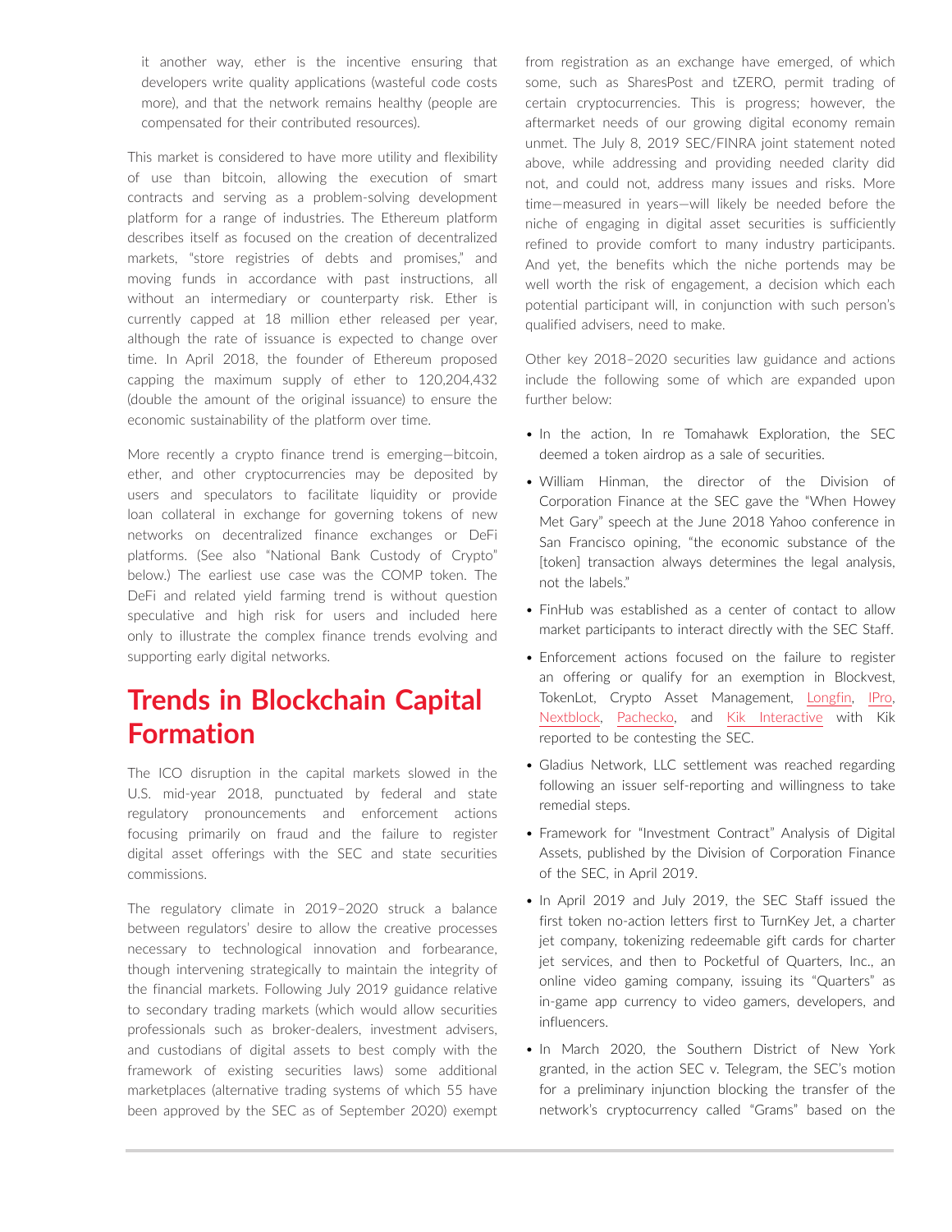it another way, ether is the incentive ensuring that developers write quality applications (wasteful code costs more), and that the network remains healthy (people are compensated for their contributed resources).

This market is considered to have more utility and flexibility of use than bitcoin, allowing the execution of smart contracts and serving as a problem-solving development platform for a range of industries. The Ethereum platform describes itself as focused on the creation of decentralized markets, "store registries of debts and promises," and moving funds in accordance with past instructions, all without an intermediary or counterparty risk. Ether is currently capped at 18 million ether released per year, although the rate of issuance is expected to change over time. In April 2018, the founder of Ethereum proposed capping the maximum supply of ether to 120,204,432 (double the amount of the original issuance) to ensure the economic sustainability of the platform over time.

More recently a crypto finance trend is emerging—bitcoin, ether, and other cryptocurrencies may be deposited by users and speculators to facilitate liquidity or provide loan collateral in exchange for governing tokens of new networks on decentralized finance exchanges or DeFi platforms. (See also "National Bank Custody of Crypto" below.) The earliest use case was the COMP token. The DeFi and related yield farming trend is without question speculative and high risk for users and included here only to illustrate the complex finance trends evolving and supporting early digital networks.

## Trends in Blockchain Capital Formation

The ICO disruption in the capital markets slowed in the U.S. mid-year 2018, punctuated by federal and state regulatory pronouncements and enforcement actions focusing primarily on fraud and the failure to register digital asset offerings with the SEC and state securities commissions.

The regulatory climate in 2019–2020 struck a balance between regulators' desire to allow the creative processes necessary to technological innovation and forbearance, though intervening strategically to maintain the integrity of the financial markets. Following July 2019 guidance relative to secondary trading markets (which would allow securities professionals such as broker-dealers, investment advisers, and custodians of digital assets to best comply with the framework of existing securities laws) some additional marketplaces (alternative trading systems of which 55 have been approved by the SEC as of September 2020) exempt from registration as an exchange have emerged, of which some, such as SharesPost and tZERO, permit trading of certain cryptocurrencies. This is progress; however, the aftermarket needs of our growing digital economy remain unmet. The July 8, 2019 SEC/FINRA joint statement noted above, while addressing and providing needed clarity did not, and could not, address many issues and risks. More time—measured in years—will likely be needed before the niche of engaging in digital asset securities is sufficiently refined to provide comfort to many industry participants. And yet, the benefits which the niche portends may be well worth the risk of engagement, a decision which each potential participant will, in conjunction with such person's qualified advisers, need to make.

Other key 2018–2020 securities law guidance and actions include the following some of which are expanded upon further below:

- In the action, In re Tomahawk Exploration, the SEC deemed a token airdrop as a sale of securities.
- William Hinman, the director of the Division of Corporation Finance at the SEC gave the "When Howey Met Gary" speech at the June 2018 Yahoo conference in San Francisco opining, "the economic substance of the [token] transaction always determines the legal analysis, not the labels."
- FinHub was established as a center of contact to allow market participants to interact directly with the SEC Staff.
- Enforcement actions focused on the failure to register an offering or qualify for an exemption in Blockvest, TokenLot, Crypto Asset Management, Longfin, IPro, Nextblock, Pachecko, and Kik Interactive with Kik reported to be contesting the SEC.
- Gladius Network, LLC settlement was reached regarding following an issuer self-reporting and willingness to take remedial steps.
- Framework for "Investment Contract" Analysis of Digital Assets, published by the Division of Corporation Finance of the SEC, in April 2019.
- In April 2019 and July 2019, the SEC Staff issued the first token no-action letters first to TurnKey Jet, a charter jet company, tokenizing redeemable gift cards for charter jet services, and then to Pocketful of Quarters, Inc., an online video gaming company, issuing its "Quarters" as in-game app currency to video gamers, developers, and influencers.
- In March 2020, the Southern District of New York granted, in the action SEC v. Telegram, the SEC's motion for a preliminary injunction blocking the transfer of the network's cryptocurrency called "Grams" based on the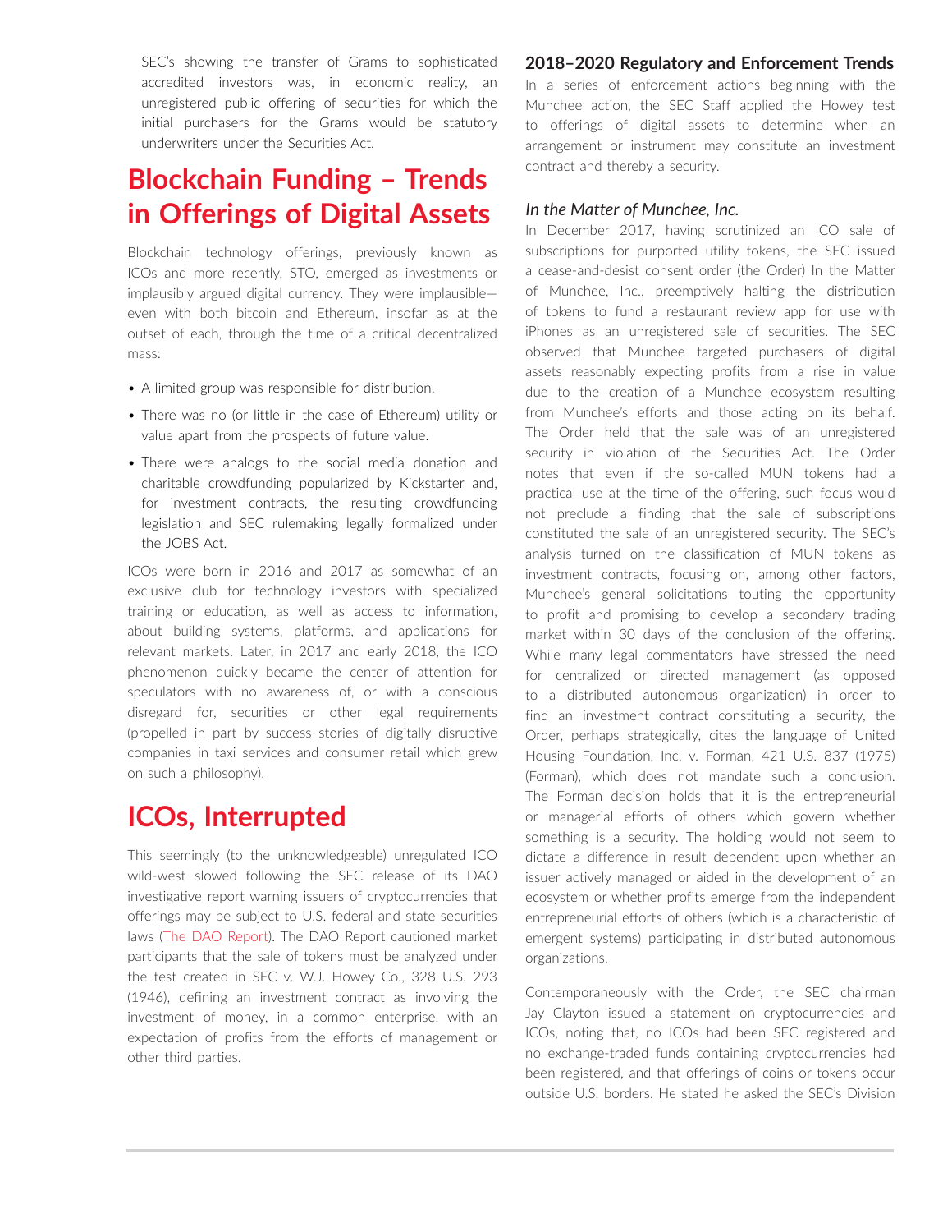SEC's showing the transfer of Grams to sophisticated accredited investors was, in economic reality, an unregistered public offering of securities for which the initial purchasers for the Grams would be statutory underwriters under the Securities Act.

# Blockchain Funding – Trends in Offerings of Digital Assets

Blockchain technology offerings, previously known as ICOs and more recently, STO, emerged as investments or implausibly argued digital currency. They were implausible—even with both bitcoin and Ethereum, insofar as at the outset of each, through the time of a critical decentralized mass:

- A limited group was responsible for distribution.
- There was no (or little in the case of Ethereum) utility or value apart from the prospects of future value.
- There were analogs to the social media donation and charitable crowdfunding popularized by Kickstarter and, for investment contracts, the resulting crowdfunding legislation and SEC rulemaking legally formalized under the JOBS Act.

ICOs were born in 2016 and 2017 as somewhat of an exclusive club for technology investors with specialized training or education, as well as access to information, about building systems, platforms, and applications for relevant markets. Later, in 2017 and early 2018, the ICO phenomenon quickly became the center of attention for speculators with no awareness of, or with a conscious disregard for, securities or other legal requirements (propelled in part by success stories of digitally disruptive companies in taxi services and consumer retail which grew on such a philosophy).

# ICOs, Interrupted

This seemingly (to the unknowledgeable) unregulated ICO wild-west slowed following the SEC release of its DAO investigative report warning issuers of cryptocurrencies that offerings may be subject to U.S. federal and state securities laws (The DAO Report). The DAO Report cautioned market participants that the sale of tokens must be analyzed under the test created in SEC v. W.J. Howey Co., 328 U.S. 293 (1946), defining an investment contract as involving the investment of money, in a common enterprise, with an expectation of profits from the efforts of management or other third parties.

## 2018–2020 Regulatory and Enforcement Trends

In a series of enforcement actions beginning with the Munchee action, the SEC Staff applied the Howey test to offerings of digital assets to determine when an arrangement or instrument may constitute an investment contract and thereby a security.

### *In the Matter of Munchee, Inc.*

In December 2017, having scrutinized an ICO sale of subscriptions for purported utility tokens, the SEC issued a cease-and-desist consent order (the Order) In the Matter of Munchee, Inc., preemptively halting the distribution of tokens to fund a restaurant review app for use with iPhones as an unregistered sale of securities. The SEC observed that Munchee targeted purchasers of digital assets reasonably expecting profits from a rise in value due to the creation of a Munchee ecosystem resulting from Munchee's efforts and those acting on its behalf. The Order held that the sale was of an unregistered security in violation of the Securities Act. The Order notes that even if the so-called MUN tokens had a practical use at the time of the offering, such focus would not preclude a finding that the sale of subscriptions constituted the sale of an unregistered security. The SEC's analysis turned on the classification of MUN tokens as investment contracts, focusing on, among other factors, Munchee's general solicitations touting the opportunity to profit and promising to develop a secondary trading market within 30 days of the conclusion of the offering. While many legal commentators have stressed the need for centralized or directed management (as opposed to a distributed autonomous organization) in order to find an investment contract constituting a security, the Order, perhaps strategically, cites the language of United Housing Foundation, Inc. v. Forman, 421 U.S. 837 (1975) (Forman), which does not mandate such a conclusion. The Forman decision holds that it is the entrepreneurial or managerial efforts of others which govern whether something is a security. The holding would not seem to dictate a difference in result dependent upon whether an issuer actively managed or aided in the development of an ecosystem or whether profits emerge from the independent entrepreneurial efforts of others (which is a characteristic of emergent systems) participating in distributed autonomous organizations.

Contemporaneously with the Order, the SEC chairman Jay Clayton issued a statement on cryptocurrencies and ICOs, noting that, no ICOs had been SEC registered and no exchange-traded funds containing cryptocurrencies had been registered, and that offerings of coins or tokens occur outside U.S. borders. He stated he asked the SEC's Division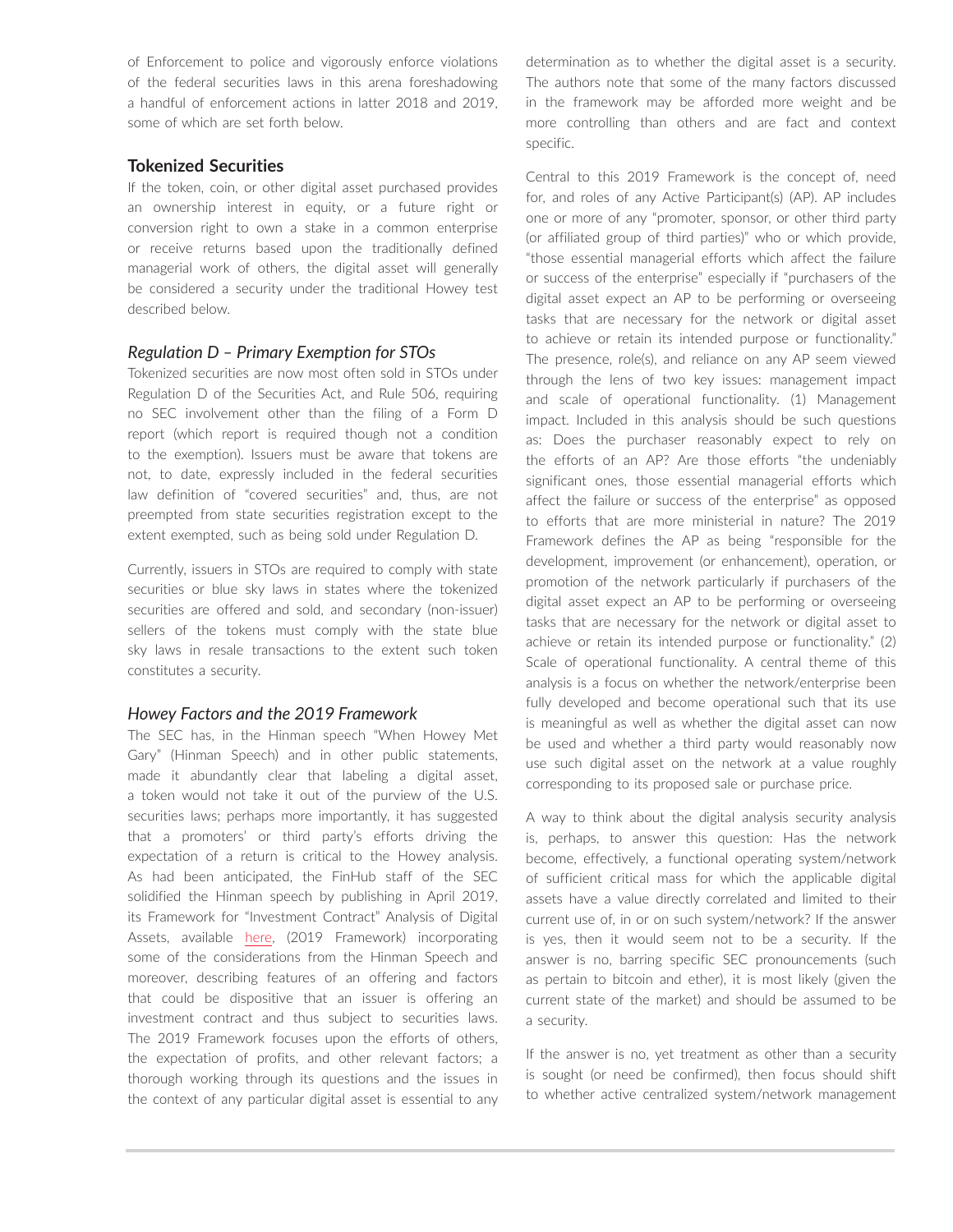of Enforcement to police and vigorously enforce violations of the federal securities laws in this arena foreshadowing a handful of enforcement actions in latter 2018 and 2019, some of which are set forth below.

### Tokenized Securities

If the token, coin, or other digital asset purchased provides an ownership interest in equity, or a future right or conversion right to own a stake in a common enterprise or receive returns based upon the traditionally defined managerial work of others, the digital asset will generally be considered a security under the traditional Howey test described below.

#### *Regulation D – Primary Exemption for STOs*

Tokenized securities are now most often sold in STOs under Regulation D of the Securities Act, and Rule 506, requiring no SEC involvement other than the filing of a Form D report (which report is required though not a condition to the exemption). Issuers must be aware that tokens are not, to date, expressly included in the federal securities law definition of "covered securities" and, thus, are not preempted from state securities registration except to the extent exempted, such as being sold under Regulation D.

Currently, issuers in STOs are required to comply with state securities or blue sky laws in states where the tokenized securities are offered and sold, and secondary (non-issuer) sellers of the tokens must comply with the state blue sky laws in resale transactions to the extent such token constitutes a security.

#### *Howey Factors and the 2019 Framework*

The SEC has, in the Hinman speech "When Howey Met Gary" (Hinman Speech) and in other public statements, made it abundantly clear that labeling a digital asset, a token would not take it out of the purview of the U.S. securities laws; perhaps more importantly, it has suggested that a promoters' or third party's efforts driving the expectation of a return is critical to the Howey analysis. As had been anticipated, the FinHub staff of the SEC solidified the Hinman speech by publishing in April 2019, its Framework for "Investment Contract" Analysis of Digital Assets, available here, (2019 Framework) incorporating some of the considerations from the Hinman Speech and moreover, describing features of an offering and factors that could be dispositive that an issuer is offering an investment contract and thus subject to securities laws. The 2019 Framework focuses upon the efforts of others, the expectation of profits, and other relevant factors; a thorough working through its questions and the issues in the context of any particular digital asset is essential to any determination as to whether the digital asset is a security. The authors note that some of the many factors discussed in the framework may be afforded more weight and be more controlling than others and are fact and context specific.

Central to this 2019 Framework is the concept of, need for, and roles of any Active Participant(s) (AP). AP includes one or more of any "promoter, sponsor, or other third party (or affiliated group of third parties)" who or which provide, "those essential managerial efforts which affect the failure or success of the enterprise" especially if "purchasers of the digital asset expect an AP to be performing or overseeing tasks that are necessary for the network or digital asset to achieve or retain its intended purpose or functionality." The presence, role(s), and reliance on any AP seem viewed through the lens of two key issues: management impact and scale of operational functionality. (1) Management impact. Included in this analysis should be such questions as: Does the purchaser reasonably expect to rely on the efforts of an AP? Are those efforts "the undeniably significant ones, those essential managerial efforts which affect the failure or success of the enterprise" as opposed to efforts that are more ministerial in nature? The 2019 Framework defines the AP as being "responsible for the development, improvement (or enhancement), operation, or promotion of the network particularly if purchasers of the digital asset expect an AP to be performing or overseeing tasks that are necessary for the network or digital asset to achieve or retain its intended purpose or functionality." (2) Scale of operational functionality. A central theme of this analysis is a focus on whether the network/enterprise been fully developed and become operational such that its use is meaningful as well as whether the digital asset can now be used and whether a third party would reasonably now use such digital asset on the network at a value roughly corresponding to its proposed sale or purchase price.

A way to think about the digital analysis security analysis is, perhaps, to answer this question: Has the network become, effectively, a functional operating system/network of sufficient critical mass for which the applicable digital assets have a value directly correlated and limited to their current use of, in or on such system/network? If the answer is yes, then it would seem not to be a security. If the answer is no, barring specific SEC pronouncements (such as pertain to bitcoin and ether), it is most likely (given the current state of the market) and should be assumed to be a security.

If the answer is no, yet treatment as other than a security is sought (or need be confirmed), then focus should shift to whether active centralized system/network management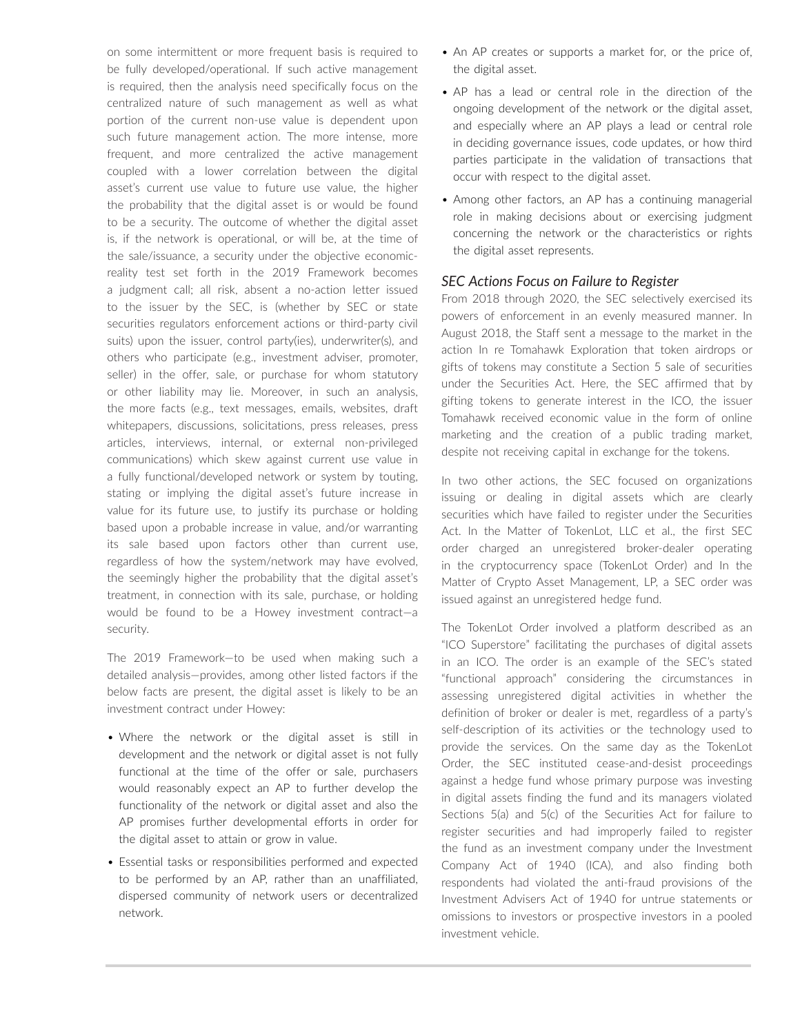on some intermittent or more frequent basis is required to be fully developed/operational. If such active management is required, then the analysis need specifically focus on the centralized nature of such management as well as what portion of the current non-use value is dependent upon such future management action. The more intense, more frequent, and more centralized the active management coupled with a lower correlation between the digital asset's current use value to future use value, the higher the probability that the digital asset is or would be found to be a security. The outcome of whether the digital asset is, if the network is operational, or will be, at the time of the sale/issuance, a security under the objective economic-reality test set forth in the 2019 Framework becomes a judgment call; all risk, absent a no-action letter issued to the issuer by the SEC, is (whether by SEC or state securities regulators enforcement actions or third-party civil suits) upon the issuer, control party(ies), underwriter(s), and others who participate (e.g., investment adviser, promoter, seller) in the offer, sale, or purchase for whom statutory or other liability may lie. Moreover, in such an analysis, the more facts (e.g., text messages, emails, websites, draft whitepapers, discussions, solicitations, press releases, press articles, interviews, internal, or external non-privileged communications) which skew against current use value in a fully functional/developed network or system by touting, stating or implying the digital asset's future increase in value for its future use, to justify its purchase or holding based upon a probable increase in value, and/or warranting its sale based upon factors other than current use, regardless of how the system/network may have evolved, the seemingly higher the probability that the digital asset's treatment, in connection with its sale, purchase, or holding would be found to be a Howey investment contract—a security.

The 2019 Framework—to be used when making such a detailed analysis—provides, among other listed factors if the below facts are present, the digital asset is likely to be an investment contract under Howey:

- Where the network or the digital asset is still in development and the network or digital asset is not fully functional at the time of the offer or sale, purchasers would reasonably expect an AP to further develop the functionality of the network or digital asset and also the AP promises further developmental efforts in order for the digital asset to attain or grow in value.
- Essential tasks or responsibilities performed and expected to be performed by an AP, rather than an unaffiliated, dispersed community of network users or decentralized network.
- An AP creates or supports a market for, or the price of, the digital asset.
- AP has a lead or central role in the direction of the ongoing development of the network or the digital asset, and especially where an AP plays a lead or central role in deciding governance issues, code updates, or how third parties participate in the validation of transactions that occur with respect to the digital asset.
- Among other factors, an AP has a continuing managerial role in making decisions about or exercising judgment concerning the network or the characteristics or rights the digital asset represents.

### *SEC Actions Focus on Failure to Register*

From 2018 through 2020, the SEC selectively exercised its powers of enforcement in an evenly measured manner. In August 2018, the Staff sent a message to the market in the action In re Tomahawk Exploration that token airdrops or gifts of tokens may constitute a Section 5 sale of securities under the Securities Act. Here, the SEC affirmed that by gifting tokens to generate interest in the ICO, the issuer Tomahawk received economic value in the form of online marketing and the creation of a public trading market, despite not receiving capital in exchange for the tokens.

In two other actions, the SEC focused on organizations issuing or dealing in digital assets which are clearly securities which have failed to register under the Securities Act. In the Matter of TokenLot, LLC et al., the first SEC order charged an unregistered broker-dealer operating in the cryptocurrency space (TokenLot Order) and In the Matter of Crypto Asset Management, LP, a SEC order was issued against an unregistered hedge fund.

The TokenLot Order involved a platform described as an "ICO Superstore" facilitating the purchases of digital assets in an ICO. The order is an example of the SEC's stated "functional approach" considering the circumstances in assessing unregistered digital activities in whether the definition of broker or dealer is met, regardless of a party's self-description of its activities or the technology used to provide the services. On the same day as the TokenLot Order, the SEC instituted cease-and-desist proceedings against a hedge fund whose primary purpose was investing in digital assets finding the fund and its managers violated Sections 5(a) and 5(c) of the Securities Act for failure to register securities and had improperly failed to register the fund as an investment company under the Investment Company Act of 1940 (ICA), and also finding both respondents had violated the anti-fraud provisions of the Investment Advisers Act of 1940 for untrue statements or omissions to investors or prospective investors in a pooled investment vehicle.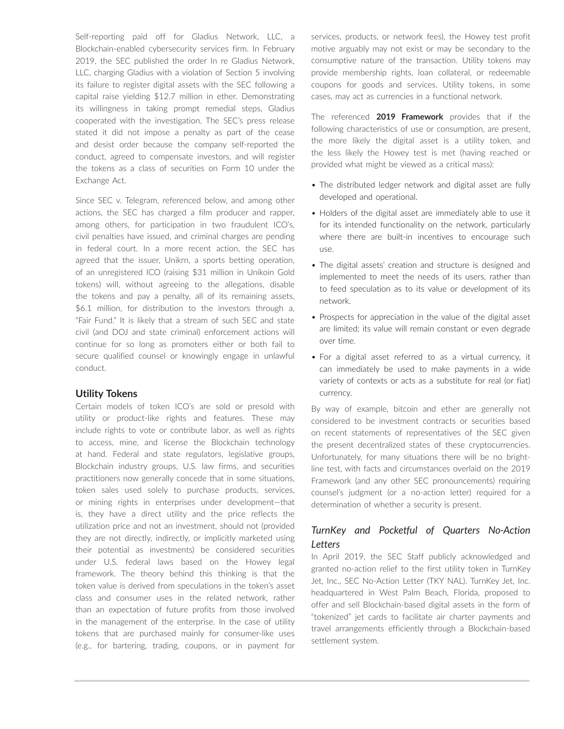Self-reporting paid off for Gladius Network, LLC, a Blockchain-enabled cybersecurity services firm. In February 2019, the SEC published the order In re Gladius Network, LLC, charging Gladius with a violation of Section 5 involving its failure to register digital assets with the SEC following a capital raise yielding $12.7 million in ether. Demonstrating its willingness in taking prompt remedial steps, Gladius cooperated with the investigation. The SEC's press release stated it did not impose a penalty as part of the cease and desist order because the company self-reported the conduct, agreed to compensate investors, and will register the tokens as a class of securities on Form 10 under the Exchange Act.

Since SEC v. Telegram, referenced below, and among other actions, the SEC has charged a film producer and rapper, among others, for participation in two fraudulent ICO's, civil penalties have issued, and criminal charges are pending in federal court. In a more recent action, the SEC has agreed that the issuer, Unikrn, a sports betting operation, of an unregistered ICO (raising $31 million in Unikoin Gold tokens) will, without agreeing to the allegations, disable the tokens and pay a penalty, all of its remaining assets, $6.1 million, for distribution to the investors through a, "Fair Fund." It is likely that a stream of such SEC and state civil (and DOJ and state criminal) enforcement actions will continue for so long as promoters either or both fail to secure qualified counsel or knowingly engage in unlawful conduct.

## Utility Tokens

Certain models of token ICO's are sold or presold with utility or product-like rights and features. These may include rights to vote or contribute labor, as well as rights to access, mine, and license the Blockchain technology at hand. Federal and state regulators, legislative groups, Blockchain industry groups, U.S. law firms, and securities practitioners now generally concede that in some situations, token sales used solely to purchase products, services, or mining rights in enterprises under development—that is, they have a direct utility and the price reflects the utilization price and not an investment, should not (provided they are not directly, indirectly, or implicitly marketed using their potential as investments) be considered securities under U.S. federal laws based on the Howey legal framework. The theory behind this thinking is that the token value is derived from speculations in the token's asset class and consumer uses in the related network, rather than an expectation of future profits from those involved in the management of the enterprise. In the case of utility tokens that are purchased mainly for consumer-like uses (e.g., for bartering, trading, coupons, or in payment for services, products, or network fees), the Howey test profit motive arguably may not exist or may be secondary to the consumptive nature of the transaction. Utility tokens may provide membership rights, loan collateral, or redeemable coupons for goods and services. Utility tokens, in some cases, may act as currencies in a functional network.

The referenced **2019 Framework** provides that if the following characteristics of use or consumption, are present, the more likely the digital asset is a utility token, and the less likely the Howey test is met (having reached or provided what might be viewed as a critical mass):

- The distributed ledger network and digital asset are fully developed and operational.
- Holders of the digital asset are immediately able to use it for its intended functionality on the network, particularly where there are built-in incentives to encourage such use.
- The digital assets' creation and structure is designed and implemented to meet the needs of its users, rather than to feed speculation as to its value or development of its network.
- Prospects for appreciation in the value of the digital asset are limited; its value will remain constant or even degrade over time.
- For a digital asset referred to as a virtual currency, it can immediately be used to make payments in a wide variety of contexts or acts as a substitute for real (or fiat) currency.

By way of example, bitcoin and ether are generally not considered to be investment contracts or securities based on recent statements of representatives of the SEC given the present decentralized states of these cryptocurrencies. Unfortunately, for many situations there will be no bright-line test, with facts and circumstances overlaid on the 2019 Framework (and any other SEC pronouncements) requiring counsel's judgment (or a no-action letter) required for a determination of whether a security is present.

### *TurnKey and Pocketful of Quarters No-Action Letters*

In April 2019, the SEC Staff publicly acknowledged and granted no-action relief to the first utility token in TurnKey Jet, Inc., SEC No-Action Letter (TKY NAL). TurnKey Jet, Inc. headquartered in West Palm Beach, Florida, proposed to offer and sell Blockchain-based digital assets in the form of "tokenized" jet cards to facilitate air charter payments and travel arrangements efficiently through a Blockchain-based settlement system.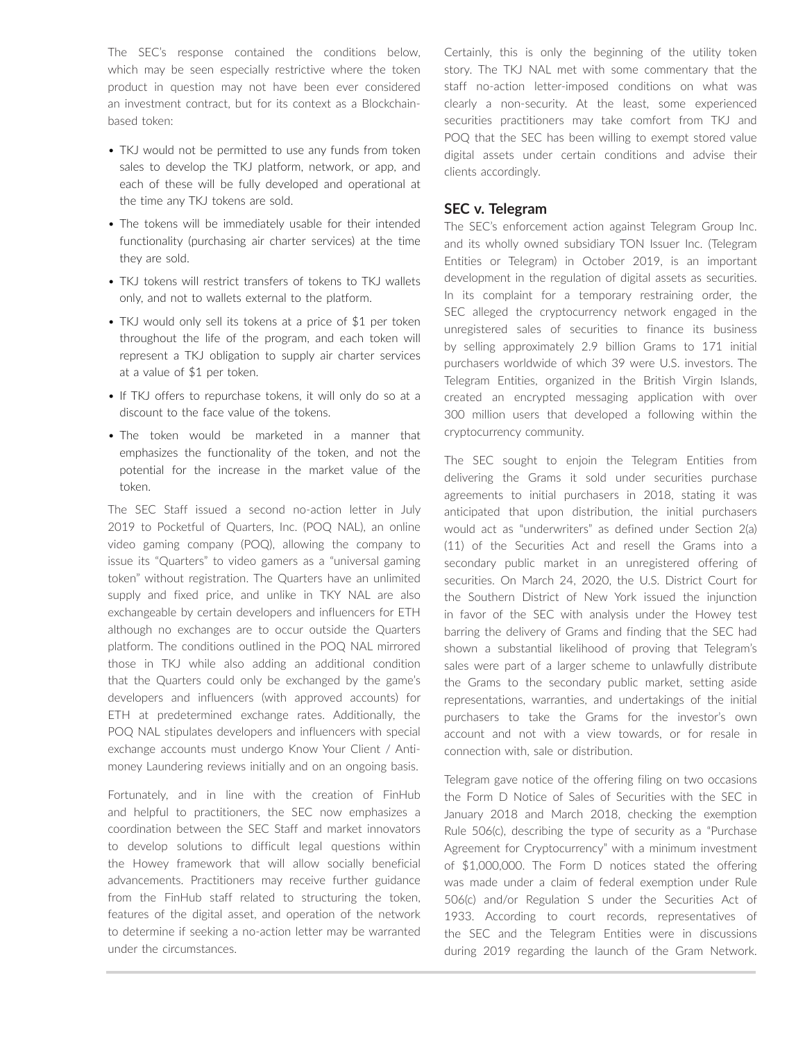The SEC's response contained the conditions below, which may be seen especially restrictive where the token product in question may not have been ever considered an investment contract, but for its context as a Blockchain-based token:

- TKJ would not be permitted to use any funds from token sales to develop the TKJ platform, network, or app, and each of these will be fully developed and operational at the time any TKJ tokens are sold.
- The tokens will be immediately usable for their intended functionality (purchasing air charter services) at the time they are sold.
- TKJ tokens will restrict transfers of tokens to TKJ wallets only, and not to wallets external to the platform.
- TKJ would only sell its tokens at a price of $1 per token throughout the life of the program, and each token will represent a TKJ obligation to supply air charter services at a value of $1 per token.
- If TKJ offers to repurchase tokens, it will only do so at a discount to the face value of the tokens.
- The token would be marketed in a manner that emphasizes the functionality of the token, and not the potential for the increase in the market value of the token.

The SEC Staff issued a second no-action letter in July 2019 to Pocketful of Quarters, Inc. (POQ NAL), an online video gaming company (POQ), allowing the company to issue its "Quarters" to video gamers as a "universal gaming token" without registration. The Quarters have an unlimited supply and fixed price, and unlike in TKY NAL are also exchangeable by certain developers and influencers for ETH although no exchanges are to occur outside the Quarters platform. The conditions outlined in the POQ NAL mirrored those in TKJ while also adding an additional condition that the Quarters could only be exchanged by the game's developers and influencers (with approved accounts) for ETH at predetermined exchange rates. Additionally, the POQ NAL stipulates developers and influencers with special exchange accounts must undergo Know Your Client / Anti-money Laundering reviews initially and on an ongoing basis.

Fortunately, and in line with the creation of FinHub and helpful to practitioners, the SEC now emphasizes a coordination between the SEC Staff and market innovators to develop solutions to difficult legal questions within the Howey framework that will allow socially beneficial advancements. Practitioners may receive further guidance from the FinHub staff related to structuring the token, features of the digital asset, and operation of the network to determine if seeking a no-action letter may be warranted under the circumstances.

Certainly, this is only the beginning of the utility token story. The TKJ NAL met with some commentary that the staff no-action letter-imposed conditions on what was clearly a non-security. At the least, some experienced securities practitioners may take comfort from TKJ and POQ that the SEC has been willing to exempt stored value digital assets under certain conditions and advise their clients accordingly.

## SEC v. Telegram

The SEC's enforcement action against Telegram Group Inc. and its wholly owned subsidiary TON Issuer Inc. (Telegram Entities or Telegram) in October 2019, is an important development in the regulation of digital assets as securities. In its complaint for a temporary restraining order, the SEC alleged the cryptocurrency network engaged in the unregistered sales of securities to finance its business by selling approximately 2.9 billion Grams to 171 initial purchasers worldwide of which 39 were U.S. investors. The Telegram Entities, organized in the British Virgin Islands, created an encrypted messaging application with over 300 million users that developed a following within the cryptocurrency community.

The SEC sought to enjoin the Telegram Entities from delivering the Grams it sold under securities purchase agreements to initial purchasers in 2018, stating it was anticipated that upon distribution, the initial purchasers would act as "underwriters" as defined under Section 2(a)(11) of the Securities Act and resell the Grams into a secondary public market in an unregistered offering of securities. On March 24, 2020, the U.S. District Court for the Southern District of New York issued the injunction in favor of the SEC with analysis under the Howey test barring the delivery of Grams and finding that the SEC had shown a substantial likelihood of proving that Telegram's sales were part of a larger scheme to unlawfully distribute the Grams to the secondary public market, setting aside representations, warranties, and undertakings of the initial purchasers to take the Grams for the investor's own account and not with a view towards, or for resale in connection with, sale or distribution.

Telegram gave notice of the offering filing on two occasions the Form D Notice of Sales of Securities with the SEC in January 2018 and March 2018, checking the exemption Rule 506(c), describing the type of security as a "Purchase Agreement for Cryptocurrency" with a minimum investment of $1,000,000. The Form D notices stated the offering was made under a claim of federal exemption under Rule 506(c) and/or Regulation S under the Securities Act of 1933. According to court records, representatives of the SEC and the Telegram Entities were in discussions during 2019 regarding the launch of the Gram Network.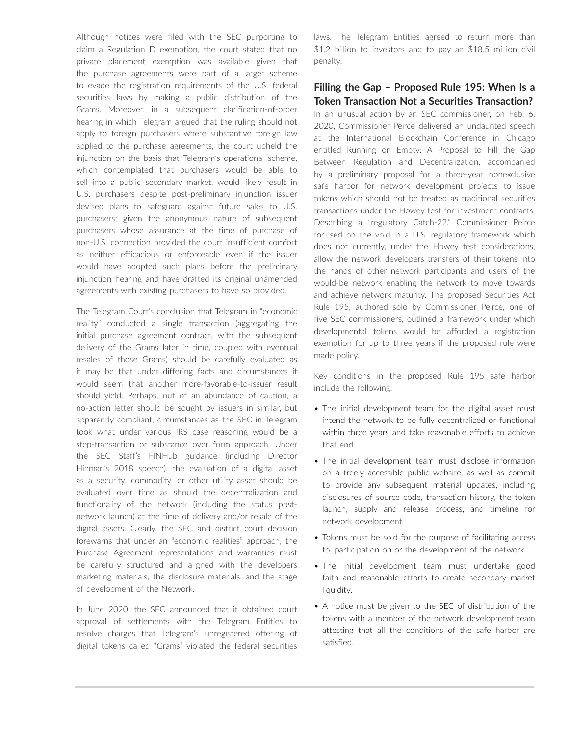Although notices were filed with the SEC purporting to claim a Regulation D exemption, the court stated that no private placement exemption was available given that the purchase agreements were part of a larger scheme to evade the registration requirements of the U.S. federal securities laws by making a public distribution of the Grams. Moreover, in a subsequent clarification-of-order hearing in which Telegram argued that the ruling should not apply to foreign purchasers where substantive foreign law applied to the purchase agreements, the court upheld the injunction on the basis that Telegram's operational scheme, which contemplated that purchasers would be able to sell into a public secondary market, would likely result in U.S. purchasers despite post-preliminary injunction issuer devised plans to safeguard against future sales to U.S. purchasers; given the anonymous nature of subsequent purchasers whose assurance at the time of purchase of non-U.S. connection provided the court insufficient comfort as neither efficacious or enforceable even if the issuer would have adopted such plans before the preliminary injunction hearing and have drafted its original unamended agreements with existing purchasers to have so provided.

The Telegram Court's conclusion that Telegram in "economic reality" conducted a single transaction (aggregating the initial purchase agreement contract, with the subsequent delivery of the Grams later in time, coupled with eventual resales of those Grams) should be carefully evaluated as it may be that under differing facts and circumstances it would seem that another more-favorable-to-issuer result should yield. Perhaps, out of an abundance of caution, a no-action letter should be sought by issuers in similar, but apparently compliant, circumstances as the SEC in Telegram took what under various IRS case reasoning would be a step-transaction or substance over form approach. Under the SEC Staff's FINHub guidance (including Director Hinman's 2018 speech), the evaluation of a digital asset as a security, commodity, or other utility asset should be evaluated over time as should the decentralization and functionality of the network (including the status post-network launch) at the time of delivery and/or resale of the digital assets. Clearly, the SEC and district court decision forewarns that under an "economic realities" approach, the Purchase Agreement representations and warranties must be carefully structured and aligned with the developers marketing materials, the disclosure materials, and the stage of development of the Network.

In June 2020, the SEC announced that it obtained court approval of settlements with the Telegram Entities to resolve charges that Telegram's unregistered offering of digital tokens called "Grams" violated the federal securities laws. The Telegram Entities agreed to return more than $1.2 billion to investors and to pay an $18.5 million civil penalty.

## Filling the Gap – Proposed Rule 195: When Is a Token Transaction Not a Securities Transaction?

In an unusual action by an SEC commissioner, on Feb. 6, 2020, Commissioner Peirce delivered an undaunted speech at the International Blockchain Conference in Chicago entitled Running on Empty: A Proposal to Fill the Gap Between Regulation and Decentralization, accompanied by a preliminary proposal for a three-year nonexclusive safe harbor for network development projects to issue tokens which should not be treated as traditional securities transactions under the Howey test for investment contracts. Describing a "regulatory Catch-22," Commissioner Peirce focused on the void in a U.S. regulatory framework which does not currently, under the Howey test considerations, allow the network developers transfers of their tokens into the hands of other network participants and users of the would-be network enabling the network to move towards and achieve network maturity. The proposed Securities Act Rule 195, authored solo by Commissioner Peirce, one of five SEC commissioners, outlined a framework under which developmental tokens would be afforded a registration exemption for up to three years if the proposed rule were made policy.

Key conditions in the proposed Rule 195 safe harbor include the following:

- The initial development team for the digital asset must intend the network to be fully decentralized or functional within three years and take reasonable efforts to achieve that end.
- The initial development team must disclose information on a freely accessible public website, as well as commit to provide any subsequent material updates, including disclosures of source code, transaction history, the token launch, supply and release process, and timeline for network development.
- Tokens must be sold for the purpose of facilitating access to, participation on or the development of the network.
- The initial development team must undertake good faith and reasonable efforts to create secondary market liquidity.
- A notice must be given to the SEC of distribution of the tokens with a member of the network development team attesting that all the conditions of the safe harbor are satisfied.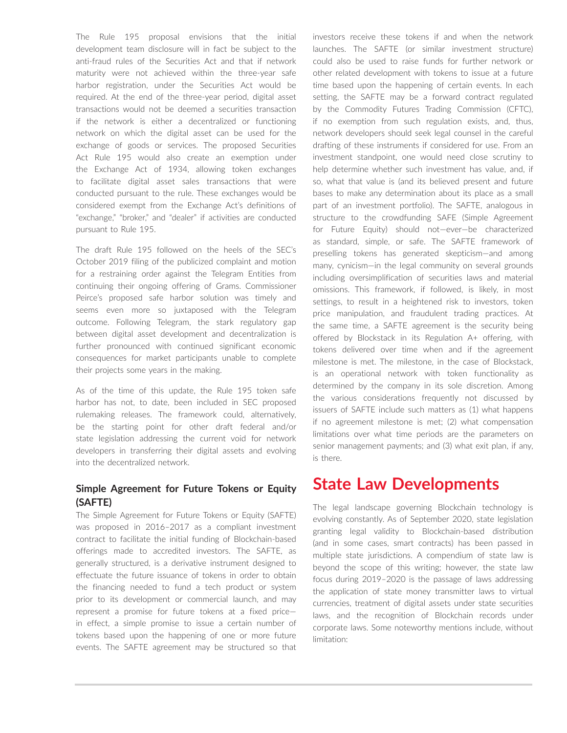The Rule 195 proposal envisions that the initial development team disclosure will in fact be subject to the anti-fraud rules of the Securities Act and that if network maturity were not achieved within the three-year safe harbor registration, under the Securities Act would be required. At the end of the three-year period, digital asset transactions would not be deemed a securities transaction if the network is either a decentralized or functioning network on which the digital asset can be used for the exchange of goods or services. The proposed Securities Act Rule 195 would also create an exemption under the Exchange Act of 1934, allowing token exchanges to facilitate digital asset sales transactions that were conducted pursuant to the rule. These exchanges would be considered exempt from the Exchange Act's definitions of "exchange," "broker," and "dealer" if activities are conducted pursuant to Rule 195.

The draft Rule 195 followed on the heels of the SEC's October 2019 filing of the publicized complaint and motion for a restraining order against the Telegram Entities from continuing their ongoing offering of Grams. Commissioner Peirce's proposed safe harbor solution was timely and seems even more so juxtaposed with the Telegram outcome. Following Telegram, the stark regulatory gap between digital asset development and decentralization is further pronounced with continued significant economic consequences for market participants unable to complete their projects some years in the making.

As of the time of this update, the Rule 195 token safe harbor has not, to date, been included in SEC proposed rulemaking releases. The framework could, alternatively, be the starting point for other draft federal and/or state legislation addressing the current void for network developers in transferring their digital assets and evolving into the decentralized network.

### Simple Agreement for Future Tokens or Equity (SAFTE)

The Simple Agreement for Future Tokens or Equity (SAFTE) was proposed in 2016–2017 as a compliant investment contract to facilitate the initial funding of Blockchain-based offerings made to accredited investors. The SAFTE, as generally structured, is a derivative instrument designed to effectuate the future issuance of tokens in order to obtain the financing needed to fund a tech product or system prior to its development or commercial launch, and may represent a promise for future tokens at a fixed price—in effect, a simple promise to issue a certain number of tokens based upon the happening of one or more future events. The SAFTE agreement may be structured so that investors receive these tokens if and when the network launches. The SAFTE (or similar investment structure) could also be used to raise funds for further network or other related development with tokens to issue at a future time based upon the happening of certain events. In each setting, the SAFTE may be a forward contract regulated by the Commodity Futures Trading Commission (CFTC), if no exemption from such regulation exists, and, thus, network developers should seek legal counsel in the careful drafting of these instruments if considered for use. From an investment standpoint, one would need close scrutiny to help determine whether such investment has value, and, if so, what that value is (and its believed present and future bases to make any determination about its place as a small part of an investment portfolio). The SAFTE, analogous in structure to the crowdfunding SAFE (Simple Agreement for Future Equity) should not—ever—be characterized as standard, simple, or safe. The SAFTE framework of preselling tokens has generated skepticism—and among many, cynicism—in the legal community on several grounds including oversimplification of securities laws and material omissions. This framework, if followed, is likely, in most settings, to result in a heightened risk to investors, token price manipulation, and fraudulent trading practices. At the same time, a SAFTE agreement is the security being offered by Blockstack in its Regulation A+ offering, with tokens delivered over time when and if the agreement milestone is met. The milestone, in the case of Blockstack, is an operational network with token functionality as determined by the company in its sole discretion. Among the various considerations frequently not discussed by issuers of SAFTE include such matters as (1) what happens if no agreement milestone is met; (2) what compensation limitations over what time periods are the parameters on senior management payments; and (3) what exit plan, if any, is there.

## State Law Developments

The legal landscape governing Blockchain technology is evolving constantly. As of September 2020, state legislation granting legal validity to Blockchain-based distribution (and in some cases, smart contracts) has been passed in multiple state jurisdictions. A compendium of state law is beyond the scope of this writing; however, the state law focus during 2019–2020 is the passage of laws addressing the application of state money transmitter laws to virtual currencies, treatment of digital assets under state securities laws, and the recognition of Blockchain records under corporate laws. Some noteworthy mentions include, without limitation: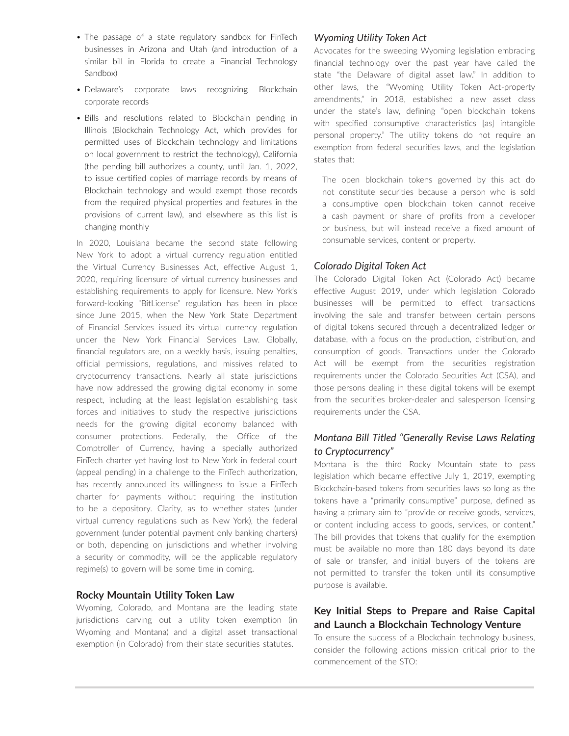- The passage of a state regulatory sandbox for FinTech businesses in Arizona and Utah (and introduction of a similar bill in Florida to create a Financial Technology Sandbox)
- Delaware's corporate laws recognizing Blockchain corporate records
- Bills and resolutions related to Blockchain pending in Illinois (Blockchain Technology Act, which provides for permitted uses of Blockchain technology and limitations on local government to restrict the technology), California (the pending bill authorizes a county, until Jan. 1, 2022, to issue certified copies of marriage records by means of Blockchain technology and would exempt those records from the required physical properties and features in the provisions of current law), and elsewhere as this list is changing monthly

In 2020, Louisiana became the second state following New York to adopt a virtual currency regulation entitled the Virtual Currency Businesses Act, effective August 1, 2020, requiring licensure of virtual currency businesses and establishing requirements to apply for licensure. New York's forward-looking "BitLicense" regulation has been in place since June 2015, when the New York State Department of Financial Services issued its virtual currency regulation under the New York Financial Services Law. Globally, financial regulators are, on a weekly basis, issuing penalties, official permissions, regulations, and missives related to cryptocurrency transactions. Nearly all state jurisdictions have now addressed the growing digital economy in some respect, including at the least legislation establishing task forces and initiatives to study the respective jurisdictions needs for the growing digital economy balanced with consumer protections. Federally, the Office of the Comptroller of Currency, having a specially authorized FinTech charter yet having lost to New York in federal court (appeal pending) in a challenge to the FinTech authorization, has recently announced its willingness to issue a FinTech charter for payments without requiring the institution to be a depository. Clarity, as to whether states (under virtual currency regulations such as New York), the federal government (under potential payment only banking charters) or both, depending on jurisdictions and whether involving a security or commodity, will be the applicable regulatory regime(s) to govern will be some time in coming.

## Rocky Mountain Utility Token Law

Wyoming, Colorado, and Montana are the leading state jurisdictions carving out a utility token exemption (in Wyoming and Montana) and a digital asset transactional exemption (in Colorado) from their state securities statutes.

### *Wyoming Utility Token Act*

Advocates for the sweeping Wyoming legislation embracing financial technology over the past year have called the state "the Delaware of digital asset law." In addition to other laws, the "Wyoming Utility Token Act-property amendments," in 2018, established a new asset class under the state's law, defining "open blockchain tokens with specified consumptive characteristics [as] intangible personal property." The utility tokens do not require an exemption from federal securities laws, and the legislation states that:

> The open blockchain tokens governed by this act do not constitute securities because a person who is sold a consumptive open blockchain token cannot receive a cash payment or share of profits from a developer or business, but will instead receive a fixed amount of consumable services, content or property.

### *Colorado Digital Token Act*

The Colorado Digital Token Act (Colorado Act) became effective August 2019, under which legislation Colorado businesses will be permitted to effect transactions involving the sale and transfer between certain persons of digital tokens secured through a decentralized ledger or database, with a focus on the production, distribution, and consumption of goods. Transactions under the Colorado Act will be exempt from the securities registration requirements under the Colorado Securities Act (CSA), and those persons dealing in these digital tokens will be exempt from the securities broker-dealer and salesperson licensing requirements under the CSA.

### *Montana Bill Titled "Generally Revise Laws Relating to Cryptocurrency"*

Montana is the third Rocky Mountain state to pass legislation which became effective July 1, 2019, exempting Blockchain-based tokens from securities laws so long as the tokens have a "primarily consumptive" purpose, defined as having a primary aim to "provide or receive goods, services, or content including access to goods, services, or content." The bill provides that tokens that qualify for the exemption must be available no more than 180 days beyond its date of sale or transfer, and initial buyers of the tokens are not permitted to transfer the token until its consumptive purpose is available.

## Key Initial Steps to Prepare and Raise Capital and Launch a Blockchain Technology Venture

To ensure the success of a Blockchain technology business, consider the following actions mission critical prior to the commencement of the STO: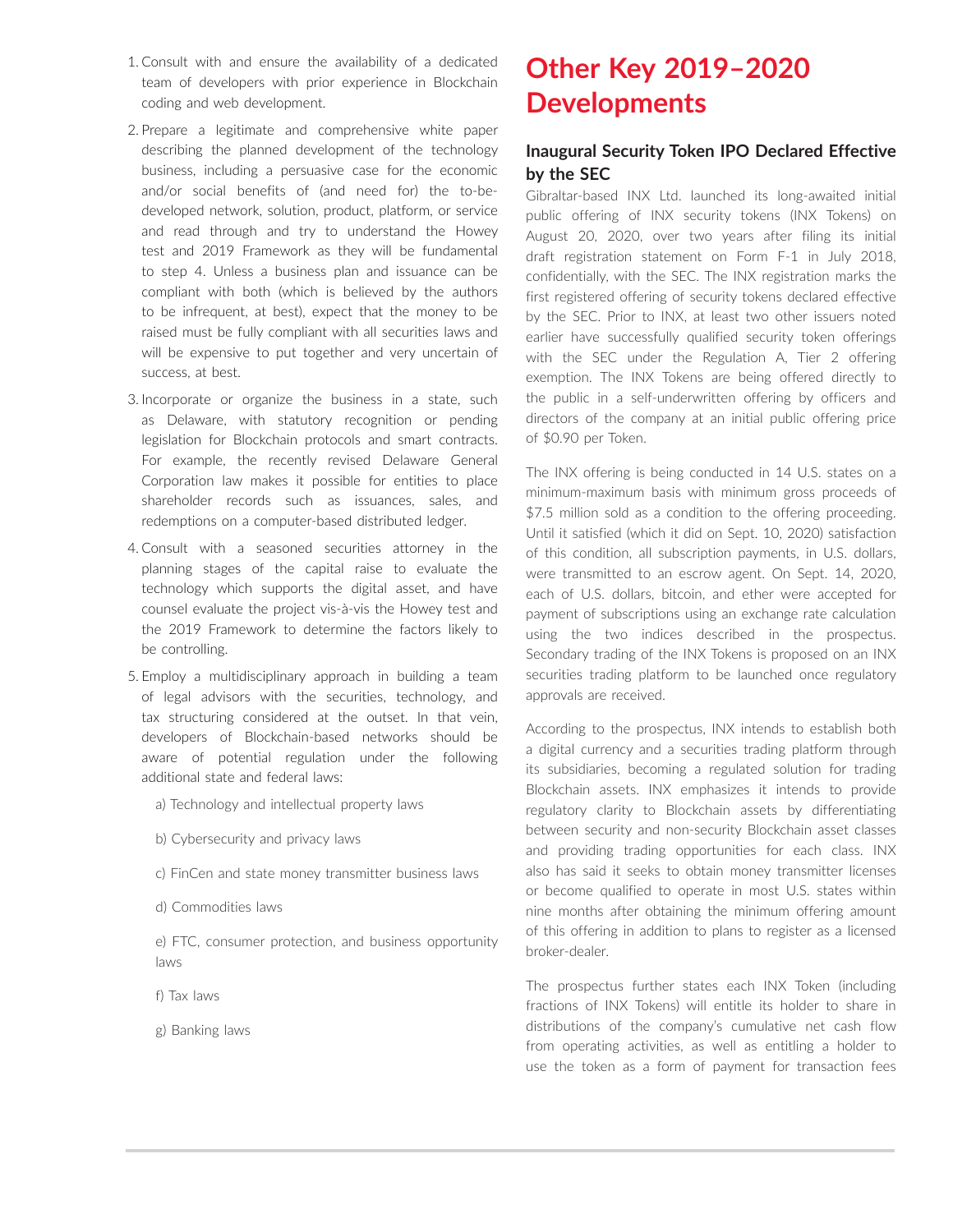1. Consult with and ensure the availability of a dedicated team of developers with prior experience in Blockchain coding and web development.
2. Prepare a legitimate and comprehensive white paper describing the planned development of the technology business, including a persuasive case for the economic and/or social benefits of (and need for) the to-be-developed network, solution, product, platform, or service and read through and try to understand the Howey test and 2019 Framework as they will be fundamental to step 4. Unless a business plan and issuance can be compliant with both (which is believed by the authors to be infrequent, at best), expect that the money to be raised must be fully compliant with all securities laws and will be expensive to put together and very uncertain of success, at best.
3. Incorporate or organize the business in a state, such as Delaware, with statutory recognition or pending legislation for Blockchain protocols and smart contracts. For example, the recently revised Delaware General Corporation law makes it possible for entities to place shareholder records such as issuances, sales, and redemptions on a computer-based distributed ledger.
4. Consult with a seasoned securities attorney in the planning stages of the capital raise to evaluate the technology which supports the digital asset, and have counsel evaluate the project vis-à-vis the Howey test and the 2019 Framework to determine the factors likely to be controlling.
5. Employ a multidisciplinary approach in building a team of legal advisors with the securities, technology, and tax structuring considered at the outset. In that vein, developers of Blockchain-based networks should be aware of potential regulation under the following additional state and federal laws:

   a) Technology and intellectual property laws

   b) Cybersecurity and privacy laws

   c) FinCen and state money transmitter business laws

   d) Commodities laws

   e) FTC, consumer protection, and business opportunity laws

   f) Tax laws

   g) Banking laws

# Other Key 2019–2020 Developments

## Inaugural Security Token IPO Declared Effective by the SEC

Gibraltar-based INX Ltd. launched its long-awaited initial public offering of INX security tokens (INX Tokens) on August 20, 2020, over two years after filing its initial draft registration statement on Form F-1 in July 2018, confidentially, with the SEC. The INX registration marks the first registered offering of security tokens declared effective by the SEC. Prior to INX, at least two other issuers noted earlier have successfully qualified security token offerings with the SEC under the Regulation A, Tier 2 offering exemption. The INX Tokens are being offered directly to the public in a self-underwritten offering by officers and directors of the company at an initial public offering price of $0.90 per Token.

The INX offering is being conducted in 14 U.S. states on a minimum-maximum basis with minimum gross proceeds of $7.5 million sold as a condition to the offering proceeding. Until it satisfied (which it did on Sept. 10, 2020) satisfaction of this condition, all subscription payments, in U.S. dollars, were transmitted to an escrow agent. On Sept. 14, 2020, each of U.S. dollars, bitcoin, and ether were accepted for payment of subscriptions using an exchange rate calculation using the two indices described in the prospectus. Secondary trading of the INX Tokens is proposed on an INX securities trading platform to be launched once regulatory approvals are received.

According to the prospectus, INX intends to establish both a digital currency and a securities trading platform through its subsidiaries, becoming a regulated solution for trading Blockchain assets. INX emphasizes it intends to provide regulatory clarity to Blockchain assets by differentiating between security and non-security Blockchain asset classes and providing trading opportunities for each class. INX also has said it seeks to obtain money transmitter licenses or become qualified to operate in most U.S. states within nine months after obtaining the minimum offering amount of this offering in addition to plans to register as a licensed broker-dealer.

The prospectus further states each INX Token (including fractions of INX Tokens) will entitle its holder to share in distributions of the company's cumulative net cash flow from operating activities, as well as entitling a holder to use the token as a form of payment for transaction fees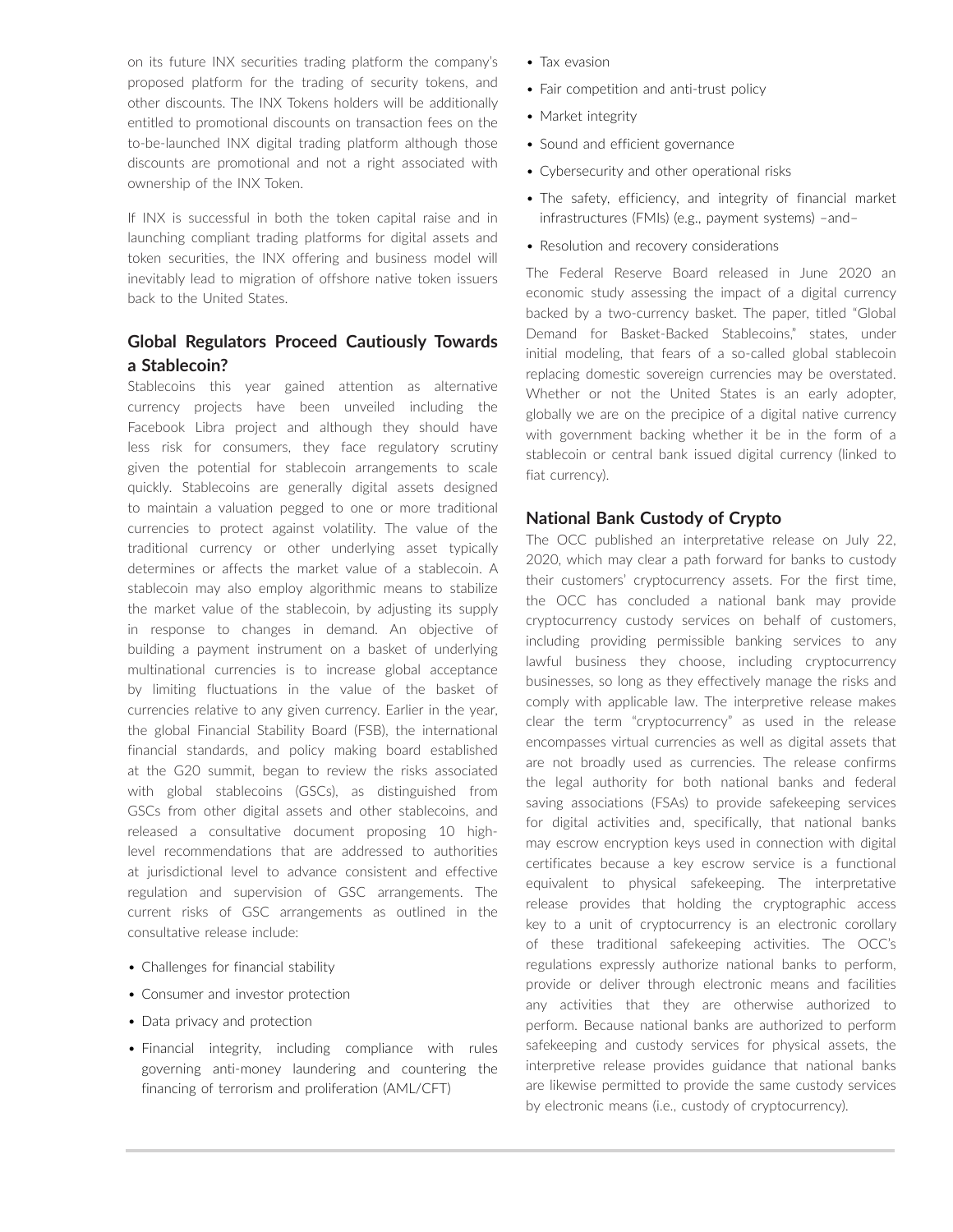on its future INX securities trading platform the company's proposed platform for the trading of security tokens, and other discounts. The INX Tokens holders will be additionally entitled to promotional discounts on transaction fees on the to-be-launched INX digital trading platform although those discounts are promotional and not a right associated with ownership of the INX Token.

If INX is successful in both the token capital raise and in launching compliant trading platforms for digital assets and token securities, the INX offering and business model will inevitably lead to migration of offshore native token issuers back to the United States.

## Global Regulators Proceed Cautiously Towards a Stablecoin?

Stablecoins this year gained attention as alternative currency projects have been unveiled including the Facebook Libra project and although they should have less risk for consumers, they face regulatory scrutiny given the potential for stablecoin arrangements to scale quickly. Stablecoins are generally digital assets designed to maintain a valuation pegged to one or more traditional currencies to protect against volatility. The value of the traditional currency or other underlying asset typically determines or affects the market value of a stablecoin. A stablecoin may also employ algorithmic means to stabilize the market value of the stablecoin, by adjusting its supply in response to changes in demand. An objective of building a payment instrument on a basket of underlying multinational currencies is to increase global acceptance by limiting fluctuations in the value of the basket of currencies relative to any given currency. Earlier in the year, the global Financial Stability Board (FSB), the international financial standards, and policy making board established at the G20 summit, began to review the risks associated with global stablecoins (GSCs), as distinguished from GSCs from other digital assets and other stablecoins, and released a consultative document proposing 10 high-level recommendations that are addressed to authorities at jurisdictional level to advance consistent and effective regulation and supervision of GSC arrangements. The current risks of GSC arrangements as outlined in the consultative release include:

- Challenges for financial stability
- Consumer and investor protection
- Data privacy and protection
- Financial integrity, including compliance with rules governing anti-money laundering and countering the financing of terrorism and proliferation (AML/CFT)
- Tax evasion
- Fair competition and anti-trust policy
- Market integrity
- Sound and efficient governance
- Cybersecurity and other operational risks
- The safety, efficiency, and integrity of financial market infrastructures (FMIs) (e.g., payment systems) –and–
- Resolution and recovery considerations

The Federal Reserve Board released in June 2020 an economic study assessing the impact of a digital currency backed by a two-currency basket. The paper, titled "Global Demand for Basket-Backed Stablecoins," states, under initial modeling, that fears of a so-called global stablecoin replacing domestic sovereign currencies may be overstated. Whether or not the United States is an early adopter, globally we are on the precipice of a digital native currency with government backing whether it be in the form of a stablecoin or central bank issued digital currency (linked to fiat currency).

## National Bank Custody of Crypto

The OCC published an interpretative release on July 22, 2020, which may clear a path forward for banks to custody their customers' cryptocurrency assets. For the first time, the OCC has concluded a national bank may provide cryptocurrency custody services on behalf of customers, including providing permissible banking services to any lawful business they choose, including cryptocurrency businesses, so long as they effectively manage the risks and comply with applicable law. The interpretive release makes clear the term "cryptocurrency" as used in the release encompasses virtual currencies as well as digital assets that are not broadly used as currencies. The release confirms the legal authority for both national banks and federal saving associations (FSAs) to provide safekeeping services for digital activities and, specifically, that national banks may escrow encryption keys used in connection with digital certificates because a key escrow service is a functional equivalent to physical safekeeping. The interpretative release provides that holding the cryptographic access key to a unit of cryptocurrency is an electronic corollary of these traditional safekeeping activities. The OCC's regulations expressly authorize national banks to perform, provide or deliver through electronic means and facilities any activities that they are otherwise authorized to perform. Because national banks are authorized to perform safekeeping and custody services for physical assets, the interpretive release provides guidance that national banks are likewise permitted to provide the same custody services by electronic means (i.e., custody of cryptocurrency).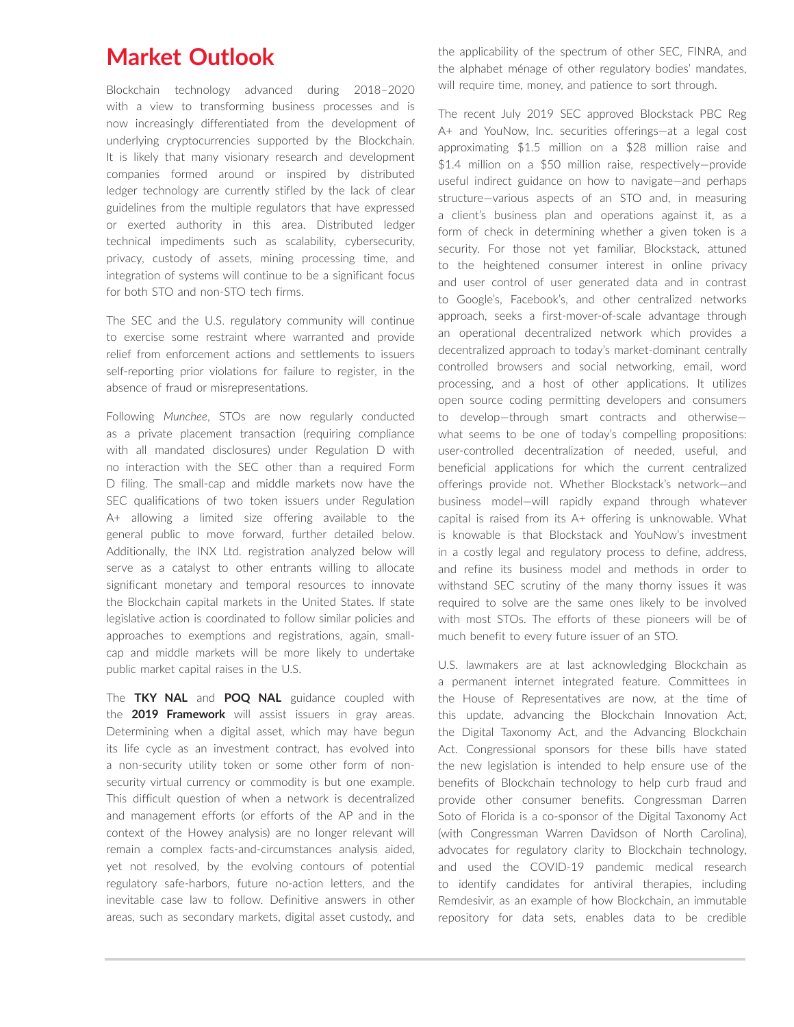# Market Outlook

Blockchain technology advanced during 2018–2020 with a view to transforming business processes and is now increasingly differentiated from the development of underlying cryptocurrencies supported by the Blockchain. It is likely that many visionary research and development companies formed around or inspired by distributed ledger technology are currently stifled by the lack of clear guidelines from the multiple regulators that have expressed or exerted authority in this area. Distributed ledger technical impediments such as scalability, cybersecurity, privacy, custody of assets, mining processing time, and integration of systems will continue to be a significant focus for both STO and non-STO tech firms.

The SEC and the U.S. regulatory community will continue to exercise some restraint where warranted and provide relief from enforcement actions and settlements to issuers self-reporting prior violations for failure to register, in the absence of fraud or misrepresentations.

Following *Munchee*, STOs are now regularly conducted as a private placement transaction (requiring compliance with all mandated disclosures) under Regulation D with no interaction with the SEC other than a required Form D filing. The small-cap and middle markets now have the SEC qualifications of two token issuers under Regulation A+ allowing a limited size offering available to the general public to move forward, further detailed below. Additionally, the INX Ltd. registration analyzed below will serve as a catalyst to other entrants willing to allocate significant monetary and temporal resources to innovate the Blockchain capital markets in the United States. If state legislative action is coordinated to follow similar policies and approaches to exemptions and registrations, again, small-cap and middle markets will be more likely to undertake public market capital raises in the U.S.

The **TKY NAL** and **POQ NAL** guidance coupled with the **2019 Framework** will assist issuers in gray areas. Determining when a digital asset, which may have begun its life cycle as an investment contract, has evolved into a non-security utility token or some other form of non-security virtual currency or commodity is but one example. This difficult question of when a network is decentralized and management efforts (or efforts of the AP and in the context of the Howey analysis) are no longer relevant will remain a complex facts-and-circumstances analysis aided, yet not resolved, by the evolving contours of potential regulatory safe-harbors, future no-action letters, and the inevitable case law to follow. Definitive answers in other areas, such as secondary markets, digital asset custody, and the applicability of the spectrum of other SEC, FINRA, and the alphabet ménage of other regulatory bodies' mandates, will require time, money, and patience to sort through.

The recent July 2019 SEC approved Blockstack PBC Reg A+ and YouNow, Inc. securities offerings—at a legal cost approximating $1.5 million on a $28 million raise and $1.4 million on a $50 million raise, respectively—provide useful indirect guidance on how to navigate—and perhaps structure—various aspects of an STO and, in measuring a client's business plan and operations against it, as a form of check in determining whether a given token is a security. For those not yet familiar, Blockstack, attuned to the heightened consumer interest in online privacy and user control of user generated data and in contrast to Google's, Facebook's, and other centralized networks approach, seeks a first-mover-of-scale advantage through an operational decentralized network which provides a decentralized approach to today's market-dominant centrally controlled browsers and social networking, email, word processing, and a host of other applications. It utilizes open source coding permitting developers and consumers to develop—through smart contracts and otherwise—what seems to be one of today's compelling propositions: user-controlled decentralization of needed, useful, and beneficial applications for which the current centralized offerings provide not. Whether Blockstack's network—and business model—will rapidly expand through whatever capital is raised from its A+ offering is unknowable. What is knowable is that Blockstack and YouNow's investment in a costly legal and regulatory process to define, address, and refine its business model and methods in order to withstand SEC scrutiny of the many thorny issues it was required to solve are the same ones likely to be involved with most STOs. The efforts of these pioneers will be of much benefit to every future issuer of an STO.

U.S. lawmakers are at last acknowledging Blockchain as a permanent internet integrated feature. Committees in the House of Representatives are now, at the time of this update, advancing the Blockchain Innovation Act, the Digital Taxonomy Act, and the Advancing Blockchain Act. Congressional sponsors for these bills have stated the new legislation is intended to help ensure use of the benefits of Blockchain technology to help curb fraud and provide other consumer benefits. Congressman Darren Soto of Florida is a co-sponsor of the Digital Taxonomy Act (with Congressman Warren Davidson of North Carolina), advocates for regulatory clarity to Blockchain technology, and used the COVID-19 pandemic medical research to identify candidates for antiviral therapies, including Remdesivir, as an example of how Blockchain, an immutable repository for data sets, enables data to be credible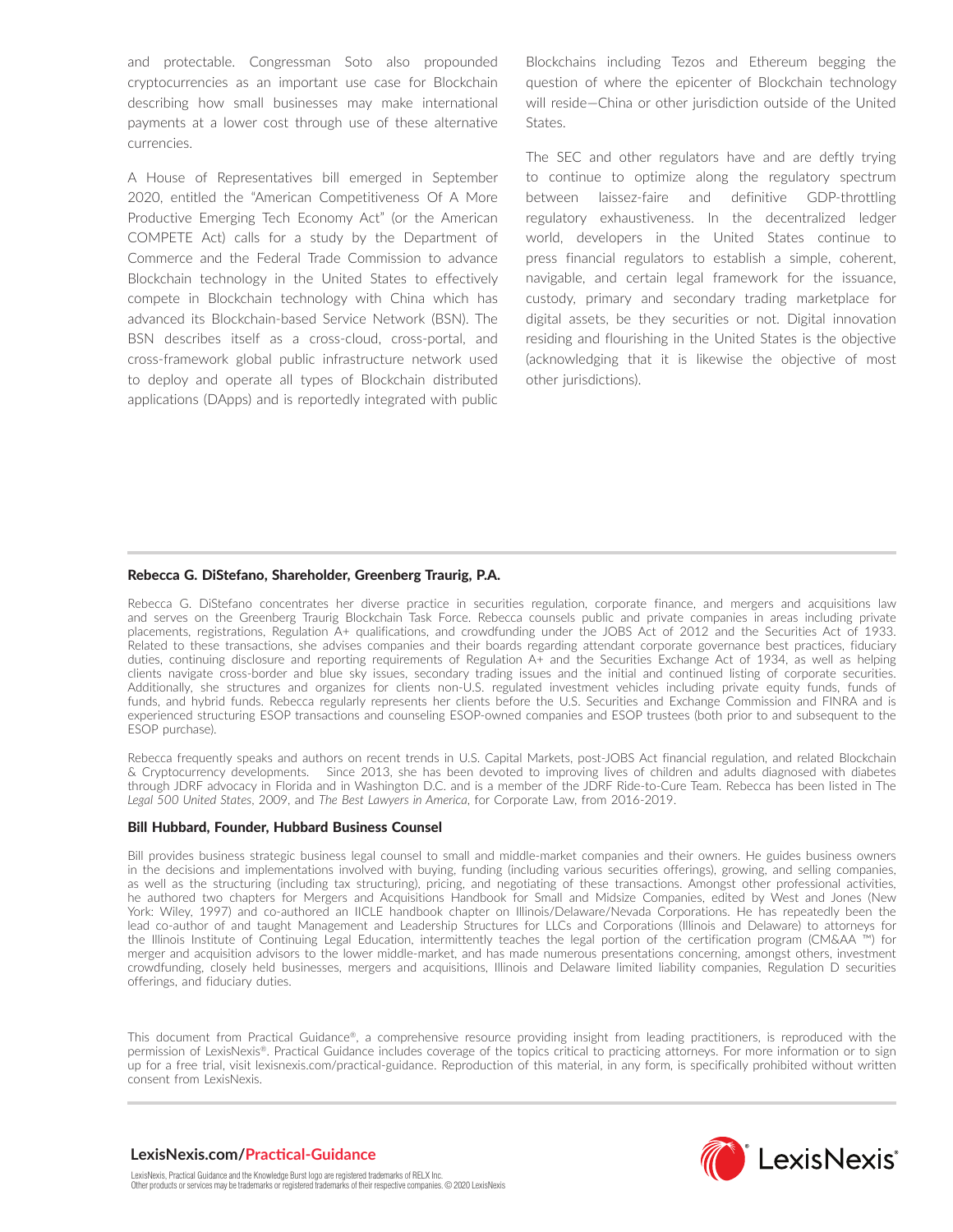and protectable. Congressman Soto also propounded cryptocurrencies as an important use case for Blockchain describing how small businesses may make international payments at a lower cost through use of these alternative currencies.

A House of Representatives bill emerged in September 2020, entitled the "American Competitiveness Of A More Productive Emerging Tech Economy Act" (or the American COMPETE Act) calls for a study by the Department of Commerce and the Federal Trade Commission to advance Blockchain technology in the United States to effectively compete in Blockchain technology with China which has advanced its Blockchain-based Service Network (BSN). The BSN describes itself as a cross-cloud, cross-portal, and cross-framework global public infrastructure network used to deploy and operate all types of Blockchain distributed applications (DApps) and is reportedly integrated with public Blockchains including Tezos and Ethereum begging the question of where the epicenter of Blockchain technology will reside—China or other jurisdiction outside of the United States.

The SEC and other regulators have and are deftly trying to continue to optimize along the regulatory spectrum between laissez-faire and definitive GDP-throttling regulatory exhaustiveness. In the decentralized ledger world, developers in the United States continue to press financial regulators to establish a simple, coherent, navigable, and certain legal framework for the issuance, custody, primary and secondary trading marketplace for digital assets, be they securities or not. Digital innovation residing and flourishing in the United States is the objective (acknowledging that it is likewise the objective of most other jurisdictions).

**Rebecca G. DiStefano, Shareholder, Greenberg Traurig, P.A.**

Rebecca G. DiStefano concentrates her diverse practice in securities regulation, corporate finance, and mergers and acquisitions law and serves on the Greenberg Traurig Blockchain Task Force. Rebecca counsels public and private companies in areas including private placements, registrations, Regulation A+ qualifications, and crowdfunding under the JOBS Act of 2012 and the Securities Act of 1933. Related to these transactions, she advises companies and their boards regarding attendant corporate governance best practices, fiduciary duties, continuing disclosure and reporting requirements of Regulation A+ and the Securities Exchange Act of 1934, as well as helping clients navigate cross-border and blue sky issues, secondary trading issues and the initial and continued listing of corporate securities. Additionally, she structures and organizes for clients non-U.S. regulated investment vehicles including private equity funds, funds of funds, and hybrid funds. Rebecca regularly represents her clients before the U.S. Securities and Exchange Commission and FINRA and is experienced structuring ESOP transactions and counseling ESOP-owned companies and ESOP trustees (both prior to and subsequent to the ESOP purchase).

Rebecca frequently speaks and authors on recent trends in U.S. Capital Markets, post-JOBS Act financial regulation, and related Blockchain & Cryptocurrency developments. Since 2013, she has been devoted to improving lives of children and adults diagnosed with diabetes through JDRF advocacy in Florida and in Washington D.C. and is a member of the JDRF Ride-to-Cure Team. Rebecca has been listed in The *Legal 500 United States*, 2009, and *The Best Lawyers in America*, for Corporate Law, from 2016-2019.

**Bill Hubbard, Founder, Hubbard Business Counsel**

Bill provides business strategic business legal counsel to small and middle-market companies and their owners. He guides business owners in the decisions and implementations involved with buying, funding (including various securities offerings), growing, and selling companies, as well as the structuring (including tax structuring), pricing, and negotiating of these transactions. Amongst other professional activities, he authored two chapters for Mergers and Acquisitions Handbook for Small and Midsize Companies, edited by West and Jones (New York: Wiley, 1997) and co-authored an IICLE handbook chapter on Illinois/Delaware/Nevada Corporations. He has repeatedly been the lead co-author of and taught Management and Leadership Structures for LLCs and Corporations (Illinois and Delaware) to attorneys for the Illinois Institute of Continuing Legal Education, intermittently teaches the legal portion of the certification program (CM&AA ™) for merger and acquisition advisors to the lower middle-market, and has made numerous presentations concerning, amongst others, investment crowdfunding, closely held businesses, mergers and acquisitions, Illinois and Delaware limited liability companies, Regulation D securities offerings, and fiduciary duties.

This document from Practical Guidance®, a comprehensive resource providing insight from leading practitioners, is reproduced with the permission of LexisNexis®. Practical Guidance includes coverage of the topics critical to practicing attorneys. For more information or to sign up for a free trial, visit lexisnexis.com/practical-guidance. Reproduction of this material, in any form, is specifically prohibited without written consent from LexisNexis.

**LexisNexis.com/Practical-Guidance**

LexisNexis, Practical Guidance and the Knowledge Burst logo are registered trademarks of RELX Inc.
Other products or services may be trademarks or registered trademarks of their respective companies. © 2020 LexisNexis